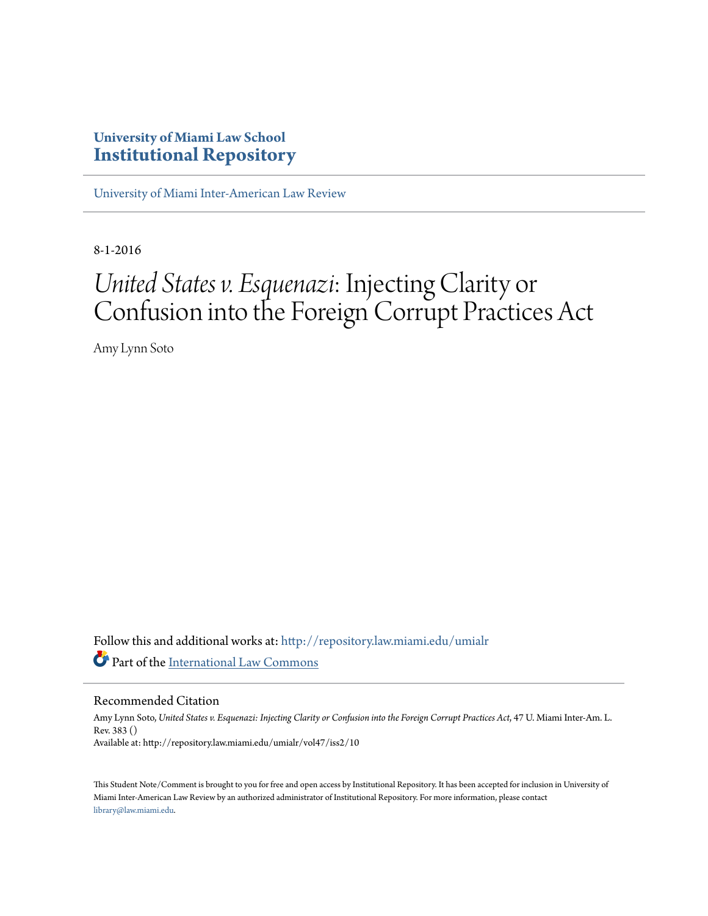University of Miami Law School
**Institutional Repository**

University of Miami Inter-American Law Review

8-1-2016

# *United States v. Esquenazi*: Injecting Clarity or Confusion into the Foreign Corrupt Practices Act

Amy Lynn Soto

Follow this and additional works at: http://repository.law.miami.edu/umialr

Part of the International Law Commons

## Recommended Citation

Amy Lynn Soto, *United States v. Esquenazi: Injecting Clarity or Confusion into the Foreign Corrupt Practices Act*, 47 U. Miami Inter-Am. L. Rev. 383 ()
Available at: http://repository.law.miami.edu/umialr/vol47/iss2/10

This Student Note/Comment is brought to you for free and open access by Institutional Repository. It has been accepted for inclusion in University of Miami Inter-American Law Review by an authorized administrator of Institutional Repository. For more information, please contact library@law.miami.edu.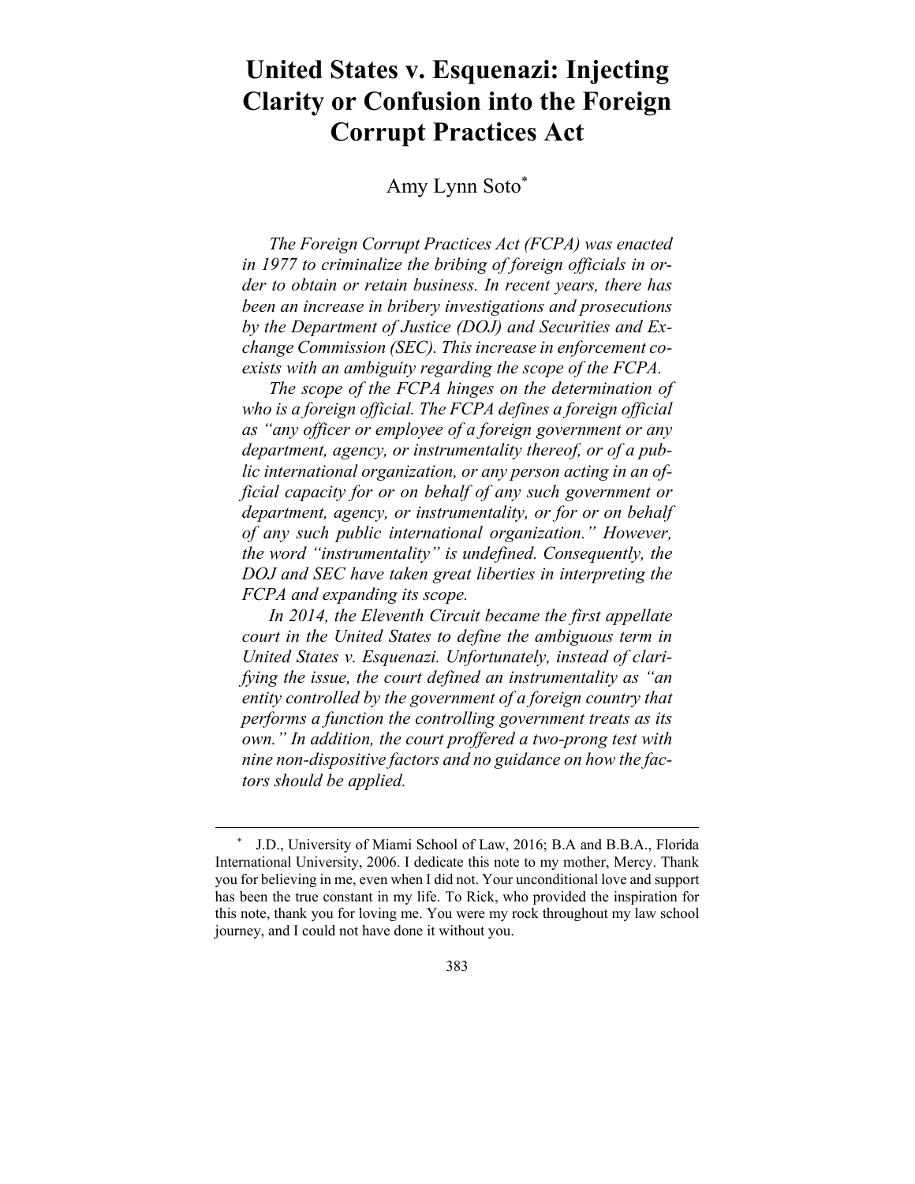# United States v. Esquenazi: Injecting Clarity or Confusion into the Foreign Corrupt Practices Act

Amy Lynn Soto[*]

*The Foreign Corrupt Practices Act (FCPA) was enacted in 1977 to criminalize the bribing of foreign officials in order to obtain or retain business. In recent years, there has been an increase in bribery investigations and prosecutions by the Department of Justice (DOJ) and Securities and Exchange Commission (SEC). This increase in enforcement coexists with an ambiguity regarding the scope of the FCPA.*

*The scope of the FCPA hinges on the determination of who is a foreign official. The FCPA defines a foreign official as "any officer or employee of a foreign government or any department, agency, or instrumentality thereof, or of a public international organization, or any person acting in an official capacity for or on behalf of any such government or department, agency, or instrumentality, or for or on behalf of any such public international organization." However, the word "instrumentality" is undefined. Consequently, the DOJ and SEC have taken great liberties in interpreting the FCPA and expanding its scope.*

*In 2014, the Eleventh Circuit became the first appellate court in the United States to define the ambiguous term in United States v. Esquenazi. Unfortunately, instead of clarifying the issue, the court defined an instrumentality as "an entity controlled by the government of a foreign country that performs a function the controlling government treats as its own." In addition, the court proffered a two-prong test with nine non-dispositive factors and no guidance on how the factors should be applied.*

---

[*] J.D., University of Miami School of Law, 2016; B.A and B.B.A., Florida International University, 2006. I dedicate this note to my mother, Mercy. Thank you for believing in me, even when I did not. Your unconditional love and support has been the true constant in my life. To Rick, who provided the inspiration for this note, thank you for loving me. You were my rock throughout my law school journey, and I could not have done it without you.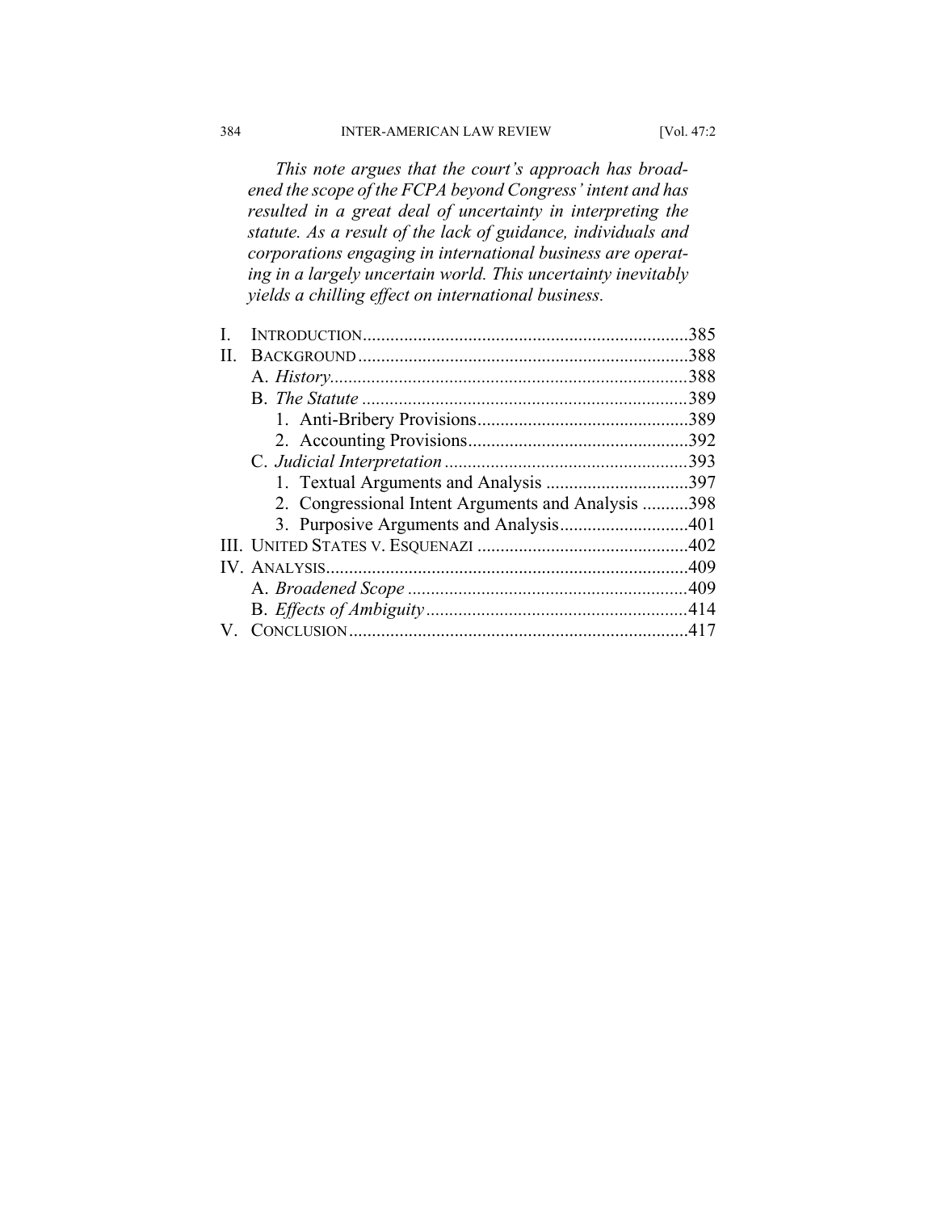*This note argues that the court's approach has broadened the scope of the FCPA beyond Congress' intent and has resulted in a great deal of uncertainty in interpreting the statute. As a result of the lack of guidance, individuals and corporations engaging in international business are operating in a largely uncertain world. This uncertainty inevitably yields a chilling effect on international business.*

I. INTRODUCTION .......................................................................385
II. BACKGROUND ........................................................................388
  A. *History*..............................................................................388
  B. *The Statute* ........................................................................389
    1. Anti-Bribery Provisions..............................................389
    2. Accounting Provisions................................................392
  C. *Judicial Interpretation* ....................................................393
    1. Textual Arguments and Analysis ...............................397
    2. Congressional Intent Arguments and Analysis ..........398
    3. Purposive Arguments and Analysis............................401
III. UNITED STATES V. ESQUENAZI ..............................................402
IV. ANALYSIS...............................................................................409
  A. *Broadened Scope* .............................................................409
  B. *Effects of Ambiguity* .........................................................414
V. CONCLUSION ..........................................................................417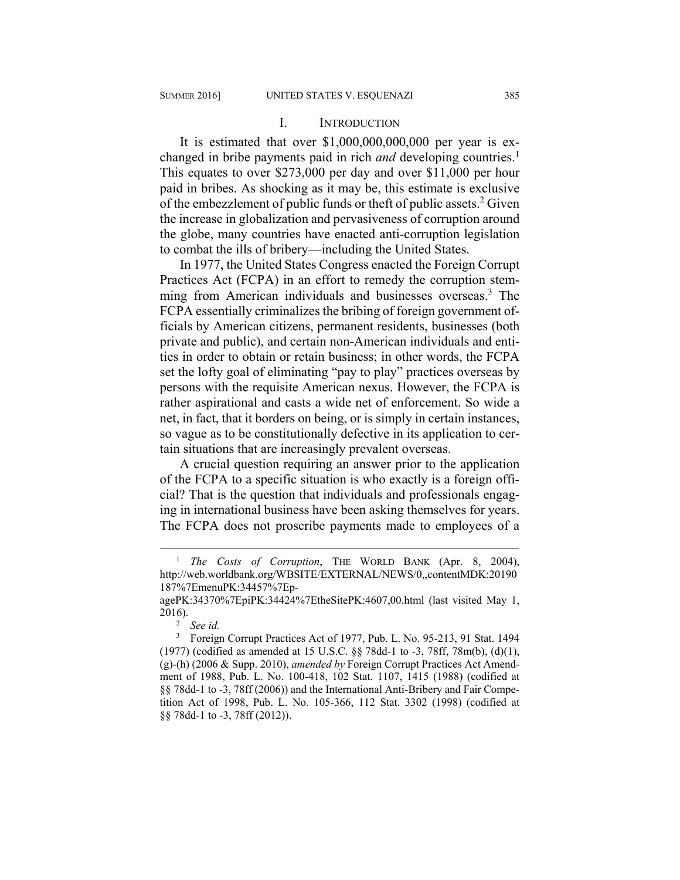## I. INTRODUCTION

It is estimated that over $1,000,000,000,000 per year is exchanged in bribe payments paid in rich *and* developing countries.[1] This equates to over $273,000 per day and over $11,000 per hour paid in bribes. As shocking as it may be, this estimate is exclusive of the embezzlement of public funds or theft of public assets.[2] Given the increase in globalization and pervasiveness of corruption around the globe, many countries have enacted anti-corruption legislation to combat the ills of bribery—including the United States.

In 1977, the United States Congress enacted the Foreign Corrupt Practices Act (FCPA) in an effort to remedy the corruption stemming from American individuals and businesses overseas.[3] The FCPA essentially criminalizes the bribing of foreign government officials by American citizens, permanent residents, businesses (both private and public), and certain non-American individuals and entities in order to obtain or retain business; in other words, the FCPA set the lofty goal of eliminating "pay to play" practices overseas by persons with the requisite American nexus. However, the FCPA is rather aspirational and casts a wide net of enforcement. So wide a net, in fact, that it borders on being, or is simply in certain instances, so vague as to be constitutionally defective in its application to certain situations that are increasingly prevalent overseas.

A crucial question requiring an answer prior to the application of the FCPA to a specific situation is who exactly is a foreign official? That is the question that individuals and professionals engaging in international business have been asking themselves for years. The FCPA does not proscribe payments made to employees of a

---

[1] *The Costs of Corruption*, THE WORLD BANK (Apr. 8, 2004), http://web.worldbank.org/WBSITE/EXTERNAL/NEWS/0,,contentMDK:20190187%7EmenuPK:34457%7EpagePK:34370%7EpiPK:34424%7EtheSitePK:4607,00.html (last visited May 1, 2016).

[2] *See id.*

[3] Foreign Corrupt Practices Act of 1977, Pub. L. No. 95-213, 91 Stat. 1494 (1977) (codified as amended at 15 U.S.C. §§ 78dd-1 to -3, 78ff, 78m(b), (d)(1), (g)-(h) (2006 & Supp. 2010), *amended by* Foreign Corrupt Practices Act Amendment of 1988, Pub. L. No. 100-418, 102 Stat. 1107, 1415 (1988) (codified at §§ 78dd-1 to -3, 78ff (2006)) and the International Anti-Bribery and Fair Competition Act of 1998, Pub. L. No. 105-366, 112 Stat. 3302 (1998) (codified at §§ 78dd-1 to -3, 78ff (2012)).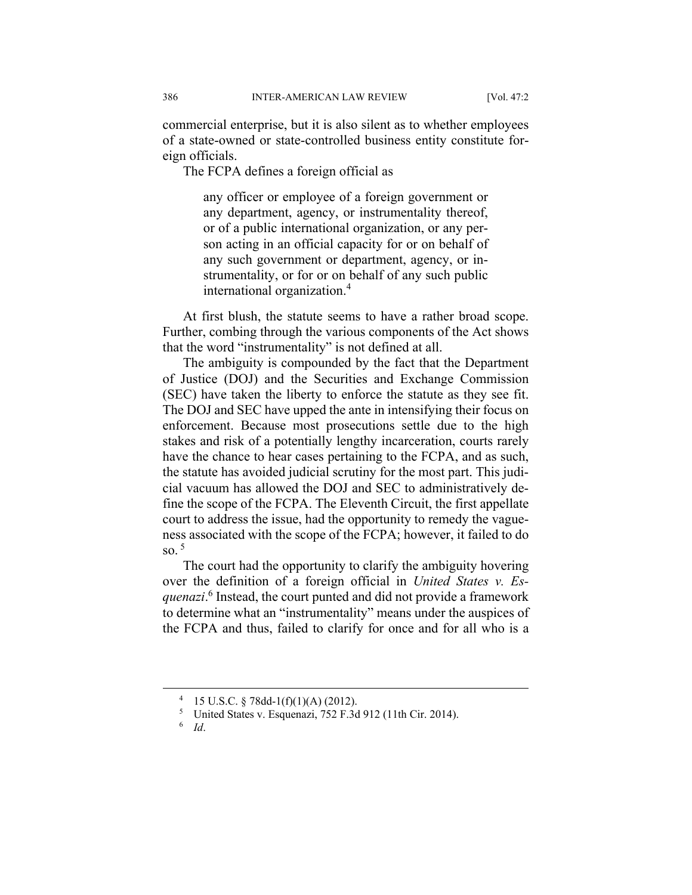commercial enterprise, but it is also silent as to whether employees of a state-owned or state-controlled business entity constitute foreign officials.

The FCPA defines a foreign official as

> any officer or employee of a foreign government or any department, agency, or instrumentality thereof, or of a public international organization, or any person acting in an official capacity for or on behalf of any such government or department, agency, or instrumentality, or for or on behalf of any such public international organization.[4]

At first blush, the statute seems to have a rather broad scope. Further, combing through the various components of the Act shows that the word "instrumentality" is not defined at all.

The ambiguity is compounded by the fact that the Department of Justice (DOJ) and the Securities and Exchange Commission (SEC) have taken the liberty to enforce the statute as they see fit. The DOJ and SEC have upped the ante in intensifying their focus on enforcement. Because most prosecutions settle due to the high stakes and risk of a potentially lengthy incarceration, courts rarely have the chance to hear cases pertaining to the FCPA, and as such, the statute has avoided judicial scrutiny for the most part. This judicial vacuum has allowed the DOJ and SEC to administratively define the scope of the FCPA. The Eleventh Circuit, the first appellate court to address the issue, had the opportunity to remedy the vagueness associated with the scope of the FCPA; however, it failed to do so.[5]

The court had the opportunity to clarify the ambiguity hovering over the definition of a foreign official in *United States v. Esquenazi*.[6] Instead, the court punted and did not provide a framework to determine what an "instrumentality" means under the auspices of the FCPA and thus, failed to clarify for once and for all who is a

---

[4] 15 U.S.C. § 78dd-1(f)(1)(A) (2012).

[5] United States v. Esquenazi, 752 F.3d 912 (11th Cir. 2014).

[6] *Id*.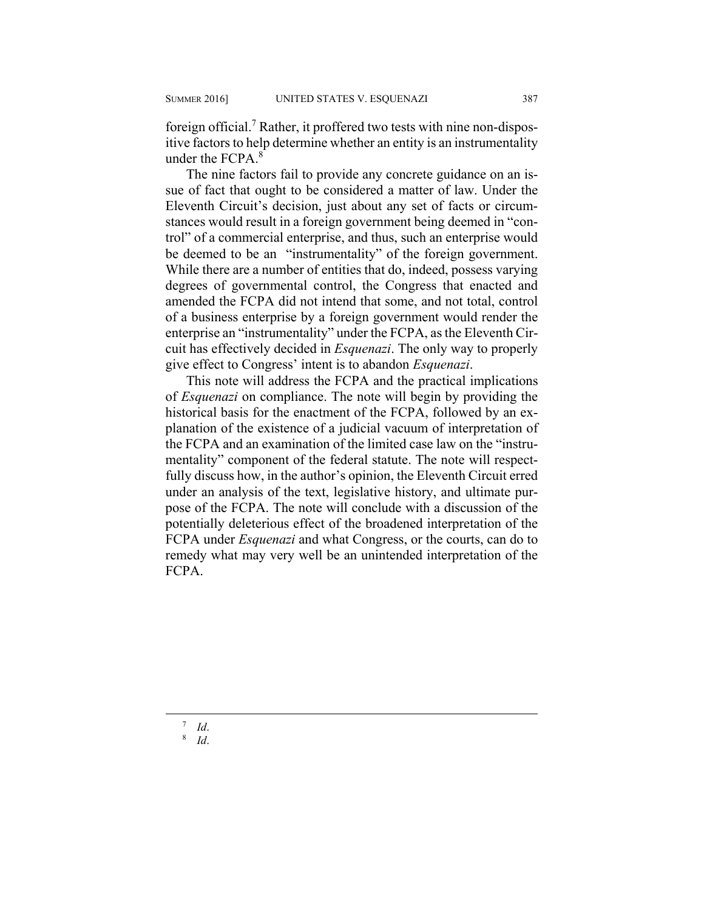foreign official.[7] Rather, it proffered two tests with nine non-dispositive factors to help determine whether an entity is an instrumentality under the FCPA.[8]

The nine factors fail to provide any concrete guidance on an issue of fact that ought to be considered a matter of law. Under the Eleventh Circuit's decision, just about any set of facts or circumstances would result in a foreign government being deemed in "control" of a commercial enterprise, and thus, such an enterprise would be deemed to be an "instrumentality" of the foreign government. While there are a number of entities that do, indeed, possess varying degrees of governmental control, the Congress that enacted and amended the FCPA did not intend that some, and not total, control of a business enterprise by a foreign government would render the enterprise an "instrumentality" under the FCPA, as the Eleventh Circuit has effectively decided in *Esquenazi*. The only way to properly give effect to Congress' intent is to abandon *Esquenazi*.

This note will address the FCPA and the practical implications of *Esquenazi* on compliance. The note will begin by providing the historical basis for the enactment of the FCPA, followed by an explanation of the existence of a judicial vacuum of interpretation of the FCPA and an examination of the limited case law on the "instrumentality" component of the federal statute. The note will respectfully discuss how, in the author's opinion, the Eleventh Circuit erred under an analysis of the text, legislative history, and ultimate purpose of the FCPA. The note will conclude with a discussion of the potentially deleterious effect of the broadened interpretation of the FCPA under *Esquenazi* and what Congress, or the courts, can do to remedy what may very well be an unintended interpretation of the FCPA.

---

[7] *Id*.

[8] *Id*.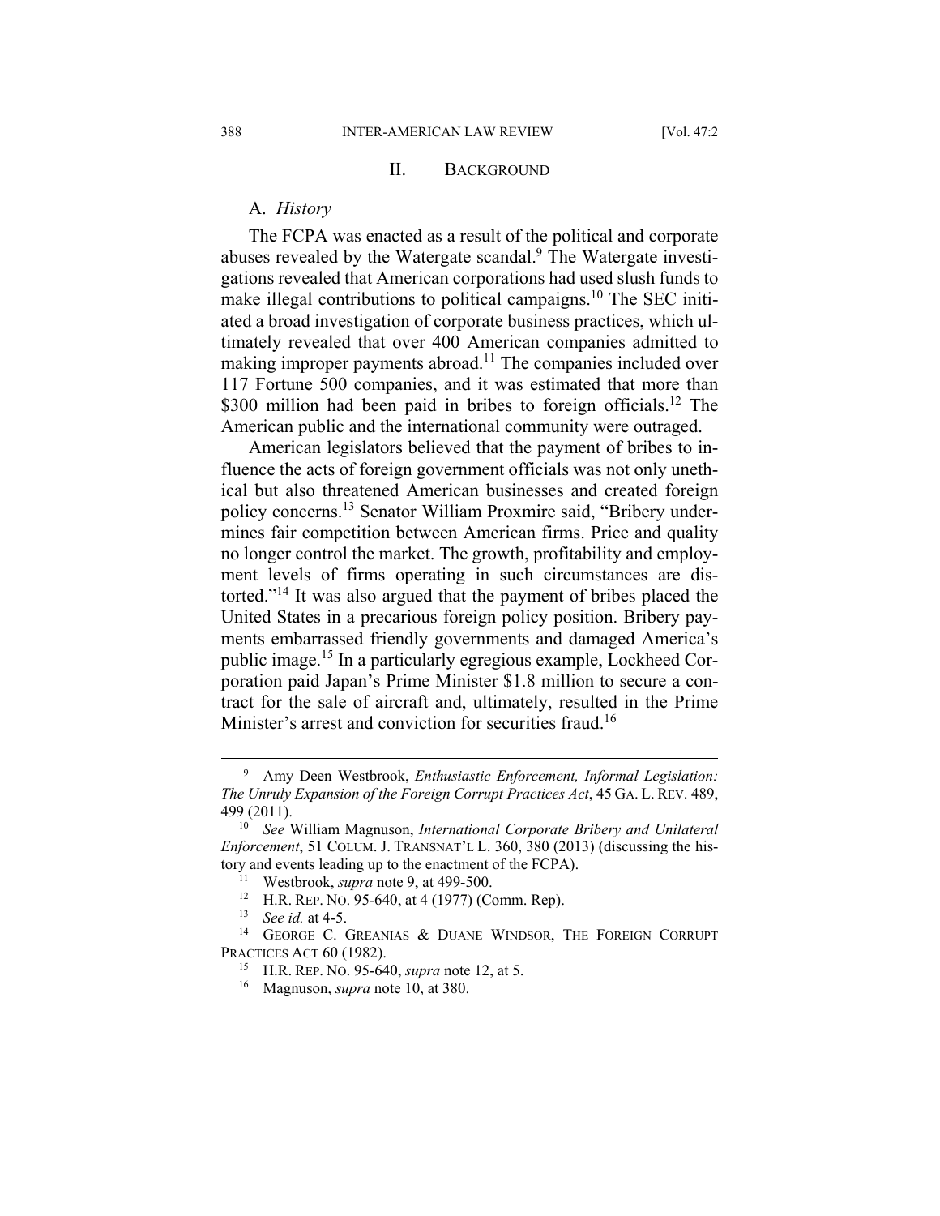## II. BACKGROUND

### A. *History*

The FCPA was enacted as a result of the political and corporate abuses revealed by the Watergate scandal.[9] The Watergate investigations revealed that American corporations had used slush funds to make illegal contributions to political campaigns.[10] The SEC initiated a broad investigation of corporate business practices, which ultimately revealed that over 400 American companies admitted to making improper payments abroad.[11] The companies included over 117 Fortune 500 companies, and it was estimated that more than $300 million had been paid in bribes to foreign officials.[12] The American public and the international community were outraged.

American legislators believed that the payment of bribes to influence the acts of foreign government officials was not only unethical but also threatened American businesses and created foreign policy concerns.[13] Senator William Proxmire said, "Bribery undermines fair competition between American firms. Price and quality no longer control the market. The growth, profitability and employment levels of firms operating in such circumstances are distorted."[14] It was also argued that the payment of bribes placed the United States in a precarious foreign policy position. Bribery payments embarrassed friendly governments and damaged America's public image.[15] In a particularly egregious example, Lockheed Corporation paid Japan's Prime Minister $1.8 million to secure a contract for the sale of aircraft and, ultimately, resulted in the Prime Minister's arrest and conviction for securities fraud.[16]

---

[9] Amy Deen Westbrook, *Enthusiastic Enforcement, Informal Legislation: The Unruly Expansion of the Foreign Corrupt Practices Act*, 45 GA. L. REV. 489, 499 (2011).

[10] *See* William Magnuson, *International Corporate Bribery and Unilateral Enforcement*, 51 COLUM. J. TRANSNAT'L L. 360, 380 (2013) (discussing the history and events leading up to the enactment of the FCPA).

[11] Westbrook, *supra* note 9, at 499-500.

[12] H.R. REP. NO. 95-640, at 4 (1977) (Comm. Rep).

[13] *See id.* at 4-5.

[14] GEORGE C. GREANIAS & DUANE WINDSOR, THE FOREIGN CORRUPT PRACTICES ACT 60 (1982).

[15] H.R. REP. NO. 95-640, *supra* note 12, at 5.

[16] Magnuson, *supra* note 10, at 380.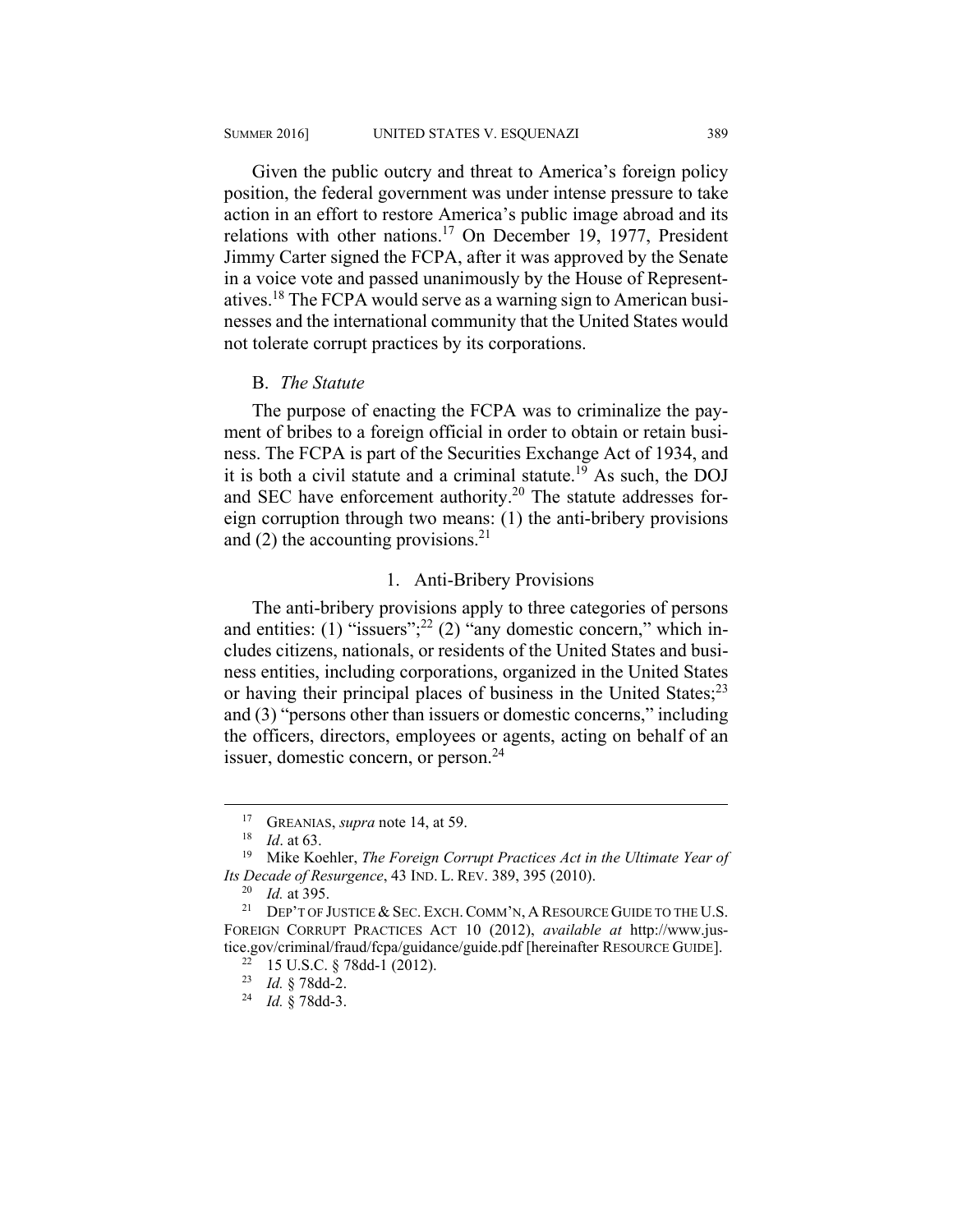Given the public outcry and threat to America's foreign policy position, the federal government was under intense pressure to take action in an effort to restore America's public image abroad and its relations with other nations.[17] On December 19, 1977, President Jimmy Carter signed the FCPA, after it was approved by the Senate in a voice vote and passed unanimously by the House of Representatives.[18] The FCPA would serve as a warning sign to American businesses and the international community that the United States would not tolerate corrupt practices by its corporations.

### B. *The Statute*

The purpose of enacting the FCPA was to criminalize the payment of bribes to a foreign official in order to obtain or retain business. The FCPA is part of the Securities Exchange Act of 1934, and it is both a civil statute and a criminal statute.[19] As such, the DOJ and SEC have enforcement authority.[20] The statute addresses foreign corruption through two means: (1) the anti-bribery provisions and (2) the accounting provisions.[21]

#### 1. Anti-Bribery Provisions

The anti-bribery provisions apply to three categories of persons and entities: (1) "issuers";[22] (2) "any domestic concern," which includes citizens, nationals, or residents of the United States and business entities, including corporations, organized in the United States or having their principal places of business in the United States;[23] and (3) "persons other than issuers or domestic concerns," including the officers, directors, employees or agents, acting on behalf of an issuer, domestic concern, or person.[24]

---

[17] GREANIAS, *supra* note 14, at 59.

[18] *Id*. at 63.

[19] Mike Koehler, *The Foreign Corrupt Practices Act in the Ultimate Year of Its Decade of Resurgence*, 43 IND. L. REV. 389, 395 (2010).

[20] *Id.* at 395.

[21] DEP'T OF JUSTICE & SEC. EXCH. COMM'N, A RESOURCE GUIDE TO THE U.S. FOREIGN CORRUPT PRACTICES ACT 10 (2012), *available at* http://www.justice.gov/criminal/fraud/fcpa/guidance/guide.pdf [hereinafter RESOURCE GUIDE].

[22] 15 U.S.C. § 78dd-1 (2012).

[23] *Id.* § 78dd-2.

[24] *Id.* § 78dd-3.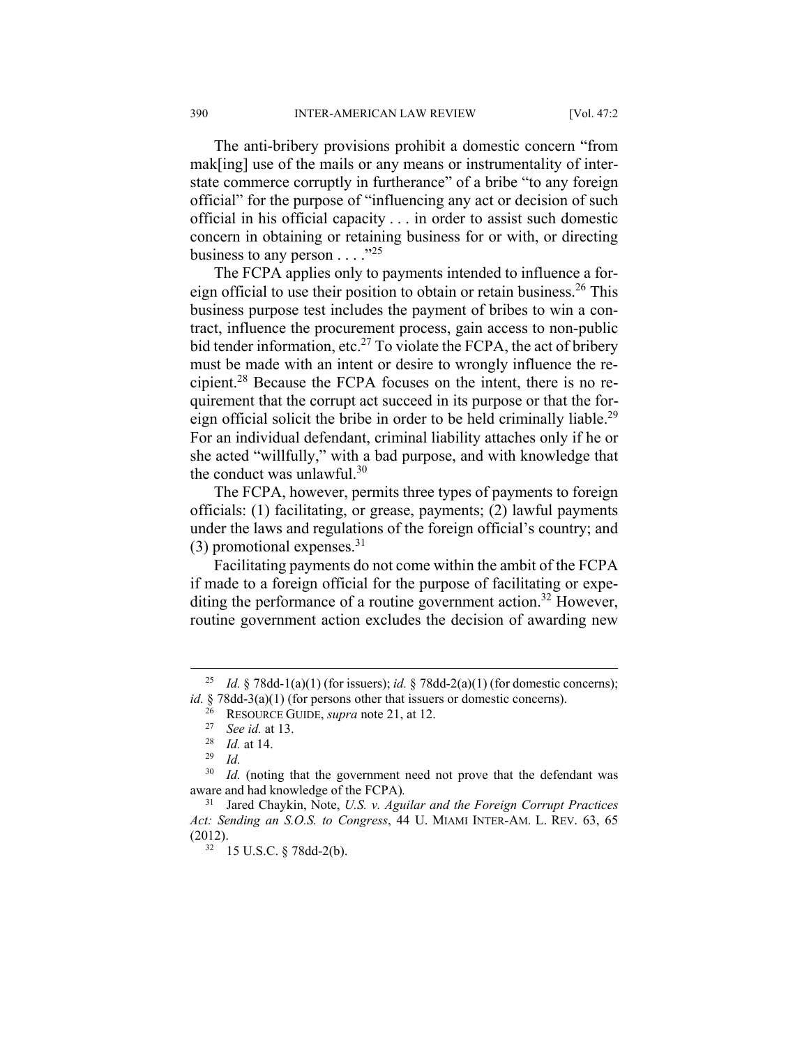The anti-bribery provisions prohibit a domestic concern "from mak[ing] use of the mails or any means or instrumentality of interstate commerce corruptly in furtherance" of a bribe "to any foreign official" for the purpose of "influencing any act or decision of such official in his official capacity . . . in order to assist such domestic concern in obtaining or retaining business for or with, or directing business to any person . . . ."[25]

The FCPA applies only to payments intended to influence a foreign official to use their position to obtain or retain business.[26] This business purpose test includes the payment of bribes to win a contract, influence the procurement process, gain access to non-public bid tender information, etc.[27] To violate the FCPA, the act of bribery must be made with an intent or desire to wrongly influence the recipient.[28] Because the FCPA focuses on the intent, there is no requirement that the corrupt act succeed in its purpose or that the foreign official solicit the bribe in order to be held criminally liable.[29] For an individual defendant, criminal liability attaches only if he or she acted "willfully," with a bad purpose, and with knowledge that the conduct was unlawful.[30]

The FCPA, however, permits three types of payments to foreign officials: (1) facilitating, or grease, payments; (2) lawful payments under the laws and regulations of the foreign official's country; and (3) promotional expenses.[31]

Facilitating payments do not come within the ambit of the FCPA if made to a foreign official for the purpose of facilitating or expediting the performance of a routine government action.[32] However, routine government action excludes the decision of awarding new

---

[25] *Id.* § 78dd-1(a)(1) (for issuers); *id.* § 78dd-2(a)(1) (for domestic concerns); *id.* § 78dd-3(a)(1) (for persons other that issuers or domestic concerns).

[26] RESOURCE GUIDE, *supra* note 21, at 12.

[27] *See id.* at 13.

[28] *Id.* at 14.

[29] *Id.*

[30] *Id.* (noting that the government need not prove that the defendant was aware and had knowledge of the FCPA).

[31] Jared Chaykin, Note, *U.S. v. Aguilar and the Foreign Corrupt Practices Act: Sending an S.O.S. to Congress*, 44 U. MIAMI INTER-AM. L. REV. 63, 65 (2012).

[32] 15 U.S.C. § 78dd-2(b).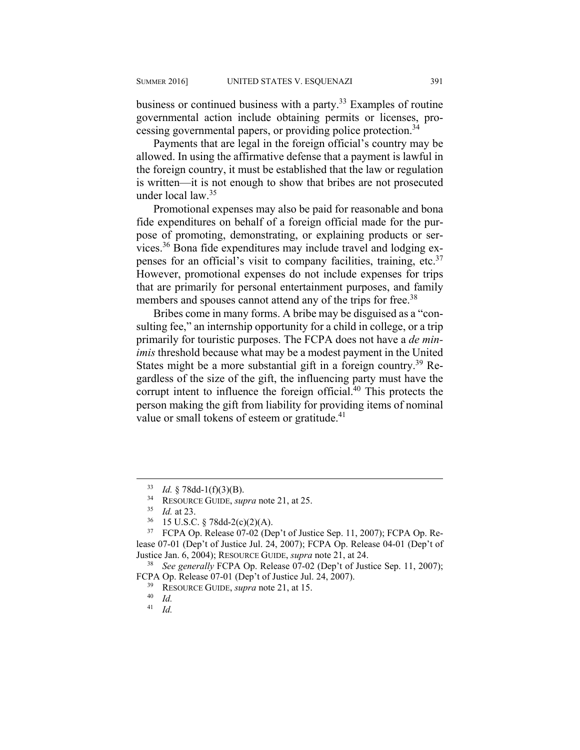business or continued business with a party.[33] Examples of routine governmental action include obtaining permits or licenses, processing governmental papers, or providing police protection.[34]

Payments that are legal in the foreign official's country may be allowed. In using the affirmative defense that a payment is lawful in the foreign country, it must be established that the law or regulation is written—it is not enough to show that bribes are not prosecuted under local law.[35]

Promotional expenses may also be paid for reasonable and bona fide expenditures on behalf of a foreign official made for the purpose of promoting, demonstrating, or explaining products or services.[36] Bona fide expenditures may include travel and lodging expenses for an official's visit to company facilities, training, etc.[37] However, promotional expenses do not include expenses for trips that are primarily for personal entertainment purposes, and family members and spouses cannot attend any of the trips for free.[38]

Bribes come in many forms. A bribe may be disguised as a "consulting fee," an internship opportunity for a child in college, or a trip primarily for touristic purposes. The FCPA does not have a *de minimis* threshold because what may be a modest payment in the United States might be a more substantial gift in a foreign country.[39] Regardless of the size of the gift, the influencing party must have the corrupt intent to influence the foreign official.[40] This protects the person making the gift from liability for providing items of nominal value or small tokens of esteem or gratitude.[41]

---

[33] *Id.* § 78dd-1(f)(3)(B).

[34] RESOURCE GUIDE, *supra* note 21, at 25.

[35] *Id.* at 23.

[36] 15 U.S.C. § 78dd-2(c)(2)(A).

[37] FCPA Op. Release 07-02 (Dep't of Justice Sep. 11, 2007); FCPA Op. Release 07-01 (Dep't of Justice Jul. 24, 2007); FCPA Op. Release 04-01 (Dep't of Justice Jan. 6, 2004); RESOURCE GUIDE, *supra* note 21, at 24.

[38] *See generally* FCPA Op. Release 07-02 (Dep't of Justice Sep. 11, 2007); FCPA Op. Release 07-01 (Dep't of Justice Jul. 24, 2007).

[39] RESOURCE GUIDE, *supra* note 21, at 15.

[40] *Id.*

[41] *Id.*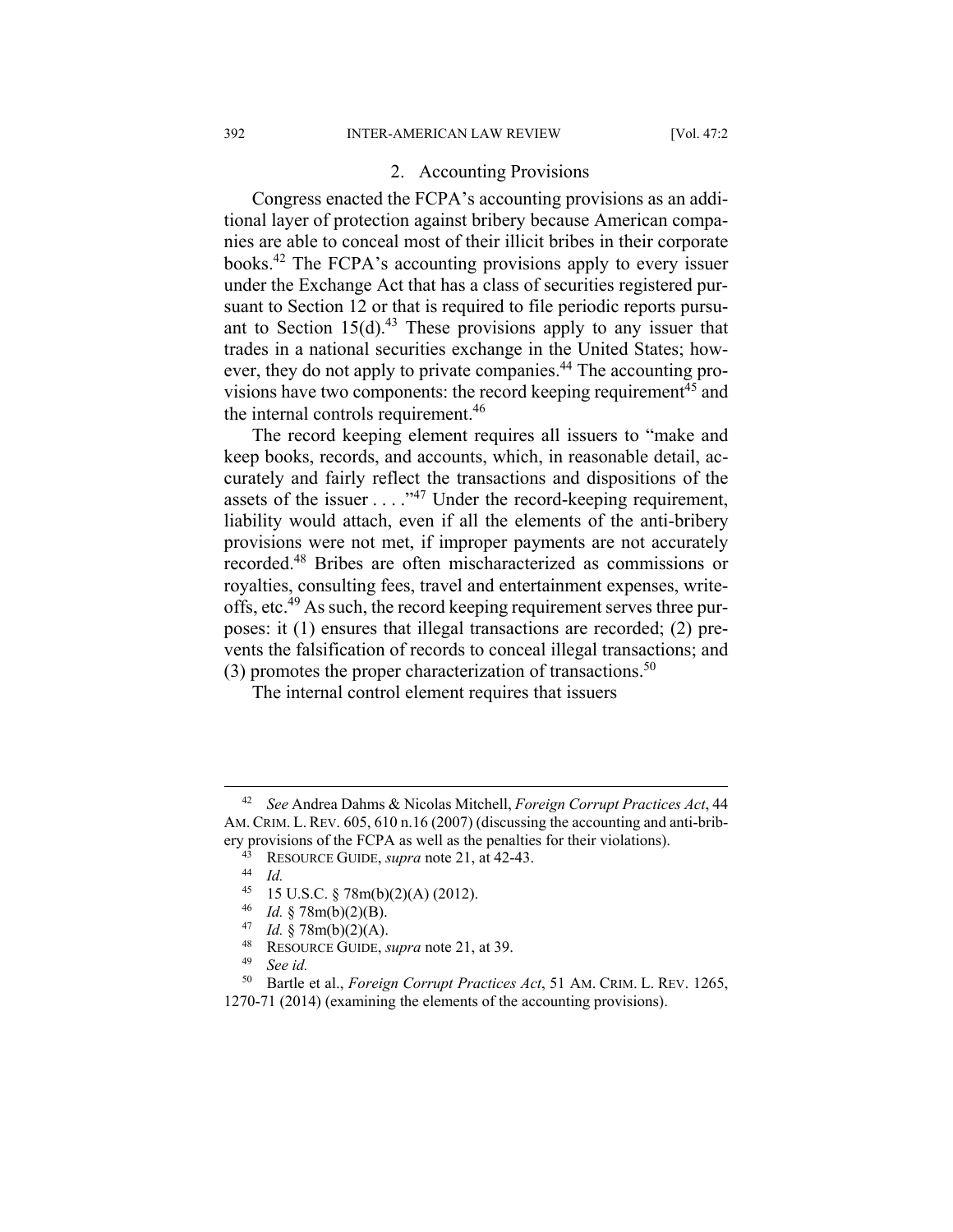### 2. Accounting Provisions

Congress enacted the FCPA's accounting provisions as an additional layer of protection against bribery because American companies are able to conceal most of their illicit bribes in their corporate books.[42] The FCPA's accounting provisions apply to every issuer under the Exchange Act that has a class of securities registered pursuant to Section 12 or that is required to file periodic reports pursuant to Section 15(d).[43] These provisions apply to any issuer that trades in a national securities exchange in the United States; however, they do not apply to private companies.[44] The accounting provisions have two components: the record keeping requirement[45] and the internal controls requirement.[46]

The record keeping element requires all issuers to "make and keep books, records, and accounts, which, in reasonable detail, accurately and fairly reflect the transactions and dispositions of the assets of the issuer . . . ."[47] Under the record-keeping requirement, liability would attach, even if all the elements of the anti-bribery provisions were not met, if improper payments are not accurately recorded.[48] Bribes are often mischaracterized as commissions or royalties, consulting fees, travel and entertainment expenses, write-offs, etc.[49] As such, the record keeping requirement serves three purposes: it (1) ensures that illegal transactions are recorded; (2) prevents the falsification of records to conceal illegal transactions; and (3) promotes the proper characterization of transactions.[50]

The internal control element requires that issuers

---

[42] *See* Andrea Dahms & Nicolas Mitchell, *Foreign Corrupt Practices Act*, 44 AM. CRIM. L. REV. 605, 610 n.16 (2007) (discussing the accounting and anti-bribery provisions of the FCPA as well as the penalties for their violations).

[43] RESOURCE GUIDE, *supra* note 21, at 42-43.

[44] *Id.*

[45] 15 U.S.C. § 78m(b)(2)(A) (2012).

[46] *Id.* § 78m(b)(2)(B).

[47] *Id.* § 78m(b)(2)(A).

[48] RESOURCE GUIDE, *supra* note 21, at 39.

[49] *See id.*

[50] Bartle et al., *Foreign Corrupt Practices Act*, 51 AM. CRIM. L. REV. 1265, 1270-71 (2014) (examining the elements of the accounting provisions).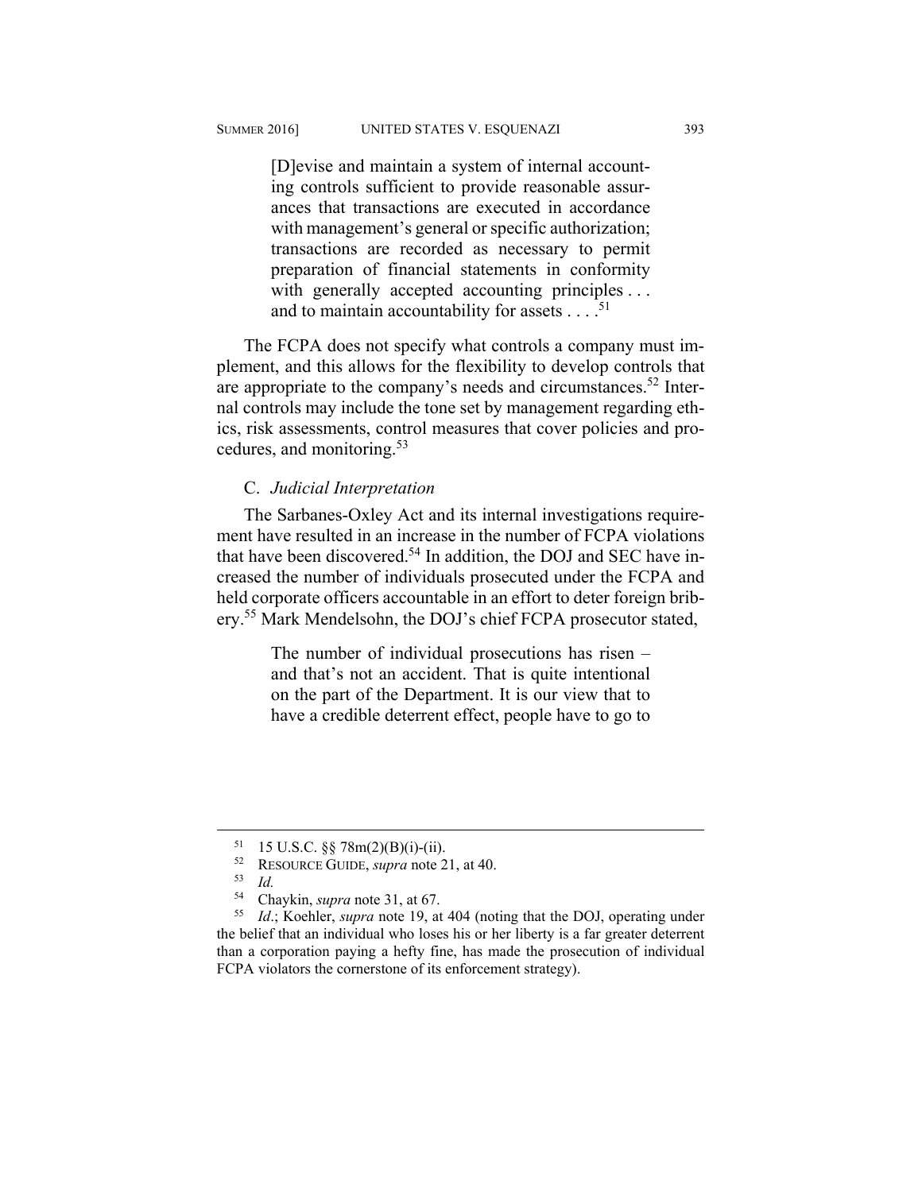> [D]evise and maintain a system of internal accounting controls sufficient to provide reasonable assurances that transactions are executed in accordance with management's general or specific authorization; transactions are recorded as necessary to permit preparation of financial statements in conformity with generally accepted accounting principles . . . and to maintain accountability for assets . . . .[51]

The FCPA does not specify what controls a company must implement, and this allows for the flexibility to develop controls that are appropriate to the company's needs and circumstances.[52] Internal controls may include the tone set by management regarding ethics, risk assessments, control measures that cover policies and procedures, and monitoring.[53]

### C. *Judicial Interpretation*

The Sarbanes-Oxley Act and its internal investigations requirement have resulted in an increase in the number of FCPA violations that have been discovered.[54] In addition, the DOJ and SEC have increased the number of individuals prosecuted under the FCPA and held corporate officers accountable in an effort to deter foreign bribery.[55] Mark Mendelsohn, the DOJ's chief FCPA prosecutor stated,

> The number of individual prosecutions has risen – and that's not an accident. That is quite intentional on the part of the Department. It is our view that to have a credible deterrent effect, people have to go to

---

[51] 15 U.S.C. §§ 78m(2)(B)(i)-(ii).

[52] RESOURCE GUIDE, *supra* note 21, at 40.

[53] *Id.*

[54] Chaykin, *supra* note 31, at 67.

[55] *Id.*; Koehler, *supra* note 19, at 404 (noting that the DOJ, operating under the belief that an individual who loses his or her liberty is a far greater deterrent than a corporation paying a hefty fine, has made the prosecution of individual FCPA violators the cornerstone of its enforcement strategy).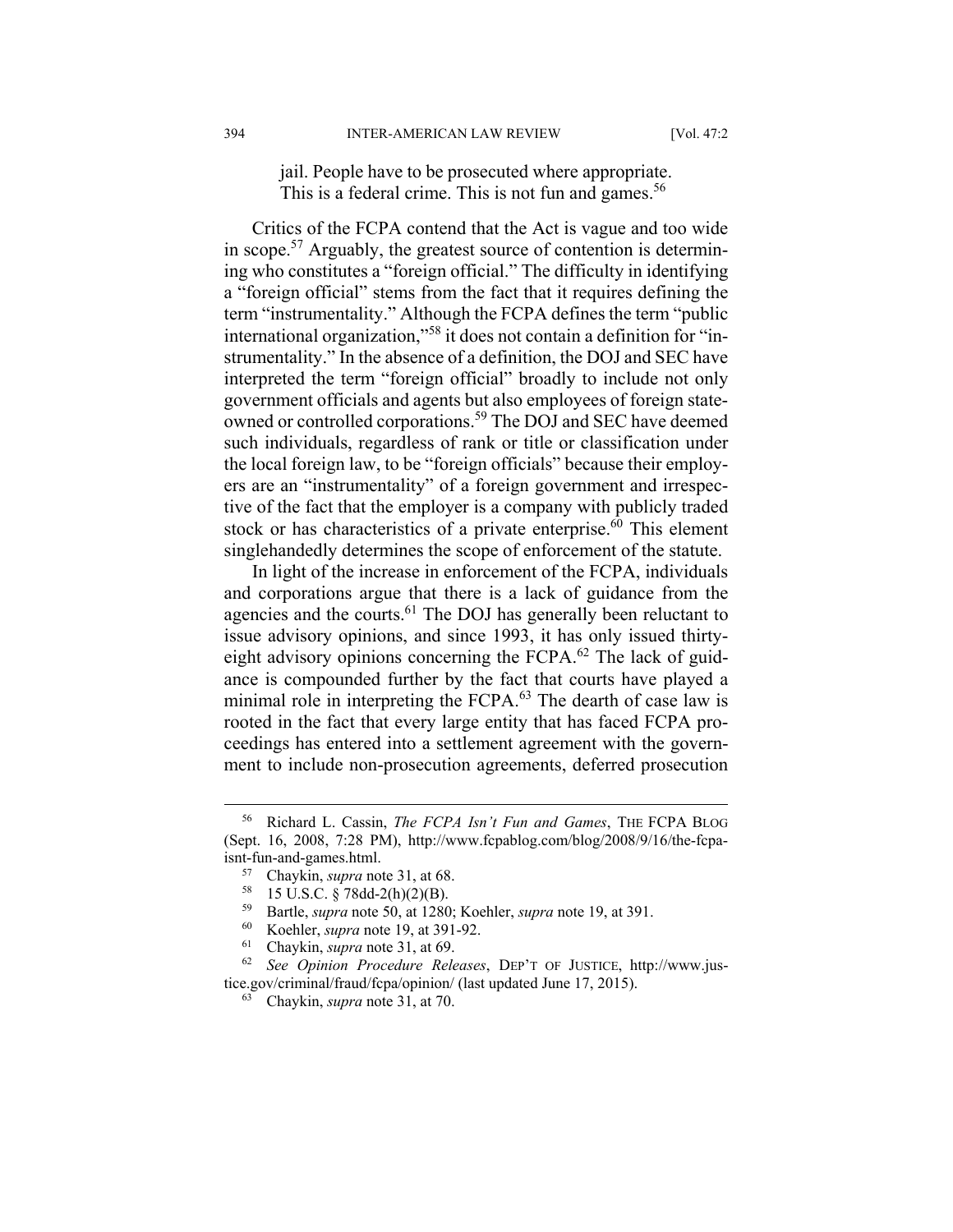> jail. People have to be prosecuted where appropriate. This is a federal crime. This is not fun and games.[56]

Critics of the FCPA contend that the Act is vague and too wide in scope.[57] Arguably, the greatest source of contention is determining who constitutes a "foreign official." The difficulty in identifying a "foreign official" stems from the fact that it requires defining the term "instrumentality." Although the FCPA defines the term "public international organization,"[58] it does not contain a definition for "instrumentality." In the absence of a definition, the DOJ and SEC have interpreted the term "foreign official" broadly to include not only government officials and agents but also employees of foreign state-owned or controlled corporations.[59] The DOJ and SEC have deemed such individuals, regardless of rank or title or classification under the local foreign law, to be "foreign officials" because their employers are an "instrumentality" of a foreign government and irrespective of the fact that the employer is a company with publicly traded stock or has characteristics of a private enterprise.[60] This element singlehandedly determines the scope of enforcement of the statute.

In light of the increase in enforcement of the FCPA, individuals and corporations argue that there is a lack of guidance from the agencies and the courts.[61] The DOJ has generally been reluctant to issue advisory opinions, and since 1993, it has only issued thirty-eight advisory opinions concerning the FCPA.[62] The lack of guidance is compounded further by the fact that courts have played a minimal role in interpreting the FCPA.[63] The dearth of case law is rooted in the fact that every large entity that has faced FCPA proceedings has entered into a settlement agreement with the government to include non-prosecution agreements, deferred prosecution

---

[56] Richard L. Cassin, *The FCPA Isn't Fun and Games*, THE FCPA BLOG (Sept. 16, 2008, 7:28 PM), http://www.fcpablog.com/blog/2008/9/16/the-fcpa-isnt-fun-and-games.html.

[57] Chaykin, *supra* note 31, at 68.

[58] 15 U.S.C. § 78dd-2(h)(2)(B).

[59] Bartle, *supra* note 50, at 1280; Koehler, *supra* note 19, at 391.

[60] Koehler, *supra* note 19, at 391-92.

[61] Chaykin, *supra* note 31, at 69.

[62] *See Opinion Procedure Releases*, DEP'T OF JUSTICE, http://www.justice.gov/criminal/fraud/fcpa/opinion/ (last updated June 17, 2015).

[63] Chaykin, *supra* note 31, at 70.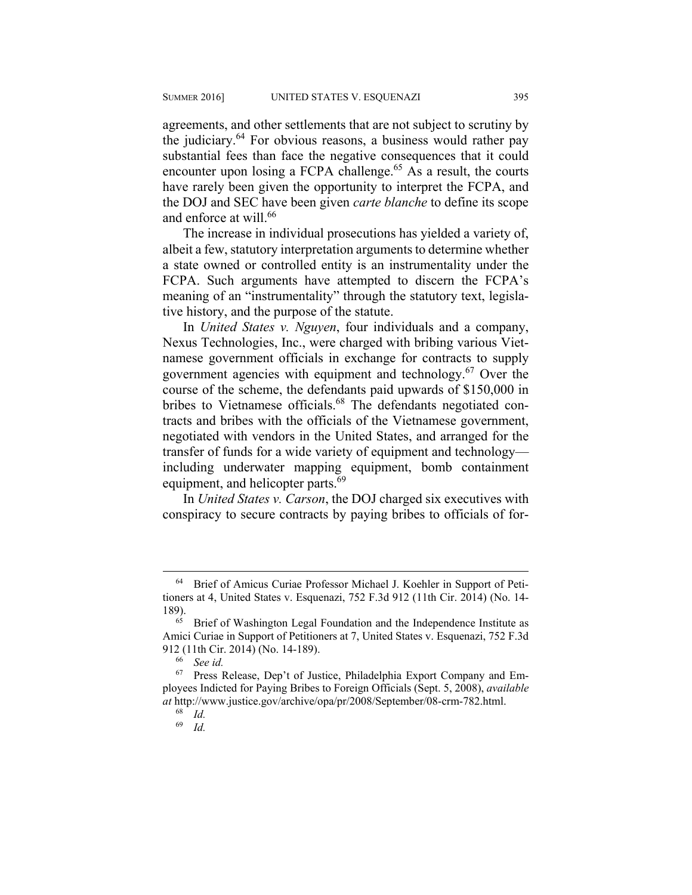agreements, and other settlements that are not subject to scrutiny by the judiciary.[64] For obvious reasons, a business would rather pay substantial fees than face the negative consequences that it could encounter upon losing a FCPA challenge.[65] As a result, the courts have rarely been given the opportunity to interpret the FCPA, and the DOJ and SEC have been given *carte blanche* to define its scope and enforce at will.[66]

The increase in individual prosecutions has yielded a variety of, albeit a few, statutory interpretation arguments to determine whether a state owned or controlled entity is an instrumentality under the FCPA. Such arguments have attempted to discern the FCPA's meaning of an "instrumentality" through the statutory text, legislative history, and the purpose of the statute.

In *United States v. Nguyen*, four individuals and a company, Nexus Technologies, Inc., were charged with bribing various Vietnamese government officials in exchange for contracts to supply government agencies with equipment and technology.[67] Over the course of the scheme, the defendants paid upwards of $150,000 in bribes to Vietnamese officials.[68] The defendants negotiated contracts and bribes with the officials of the Vietnamese government, negotiated with vendors in the United States, and arranged for the transfer of funds for a wide variety of equipment and technology—including underwater mapping equipment, bomb containment equipment, and helicopter parts.[69]

In *United States v. Carson*, the DOJ charged six executives with conspiracy to secure contracts by paying bribes to officials of for-

---

[64] Brief of Amicus Curiae Professor Michael J. Koehler in Support of Petitioners at 4, United States v. Esquenazi, 752 F.3d 912 (11th Cir. 2014) (No. 14-189).

[65] Brief of Washington Legal Foundation and the Independence Institute as Amici Curiae in Support of Petitioners at 7, United States v. Esquenazi, 752 F.3d 912 (11th Cir. 2014) (No. 14-189).

[66] *See id.*

[67] Press Release, Dep't of Justice, Philadelphia Export Company and Employees Indicted for Paying Bribes to Foreign Officials (Sept. 5, 2008), *available at* http://www.justice.gov/archive/opa/pr/2008/September/08-crm-782.html.

[68] *Id.*

[69] *Id.*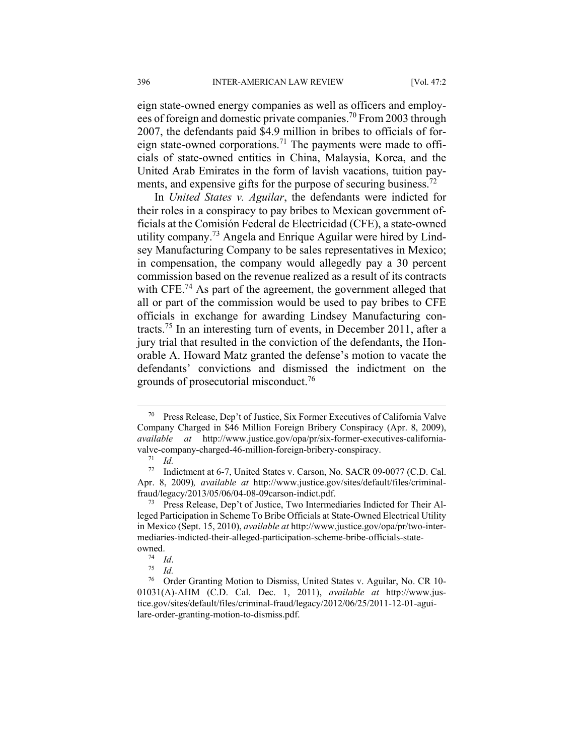eign state-owned energy companies as well as officers and employees of foreign and domestic private companies.[70] From 2003 through 2007, the defendants paid $4.9 million in bribes to officials of foreign state-owned corporations.[71] The payments were made to officials of state-owned entities in China, Malaysia, Korea, and the United Arab Emirates in the form of lavish vacations, tuition payments, and expensive gifts for the purpose of securing business.[72]

In *United States v. Aguilar*, the defendants were indicted for their roles in a conspiracy to pay bribes to Mexican government officials at the Comisión Federal de Electricidad (CFE), a state-owned utility company.[73] Angela and Enrique Aguilar were hired by Lindsey Manufacturing Company to be sales representatives in Mexico; in compensation, the company would allegedly pay a 30 percent commission based on the revenue realized as a result of its contracts with CFE.[74] As part of the agreement, the government alleged that all or part of the commission would be used to pay bribes to CFE officials in exchange for awarding Lindsey Manufacturing contracts.[75] In an interesting turn of events, in December 2011, after a jury trial that resulted in the conviction of the defendants, the Honorable A. Howard Matz granted the defense's motion to vacate the defendants' convictions and dismissed the indictment on the grounds of prosecutorial misconduct.[76]

---

[70] Press Release, Dep't of Justice, Six Former Executives of California Valve Company Charged in $46 Million Foreign Bribery Conspiracy (Apr. 8, 2009), *available at* http://www.justice.gov/opa/pr/six-former-executives-california-valve-company-charged-46-million-foreign-bribery-conspiracy.

[71] *Id.*

[72] Indictment at 6-7, United States v. Carson, No. SACR 09-0077 (C.D. Cal. Apr. 8, 2009)*, available at* http://www.justice.gov/sites/default/files/criminal-fraud/legacy/2013/05/06/04-08-09carson-indict.pdf.

[73] Press Release, Dep't of Justice, Two Intermediaries Indicted for Their Alleged Participation in Scheme To Bribe Officials at State-Owned Electrical Utility in Mexico (Sept. 15, 2010), *available at* http://www.justice.gov/opa/pr/two-intermediaries-indicted-their-alleged-participation-scheme-bribe-officials-state-owned.

[74] *Id*.

[75] *Id.*

[76] Order Granting Motion to Dismiss, United States v. Aguilar, No. CR 10-01031(A)-AHM (C.D. Cal. Dec. 1, 2011), *available at* http://www.justice.gov/sites/default/files/criminal-fraud/legacy/2012/06/25/2011-12-01-aguilare-order-granting-motion-to-dismiss.pdf.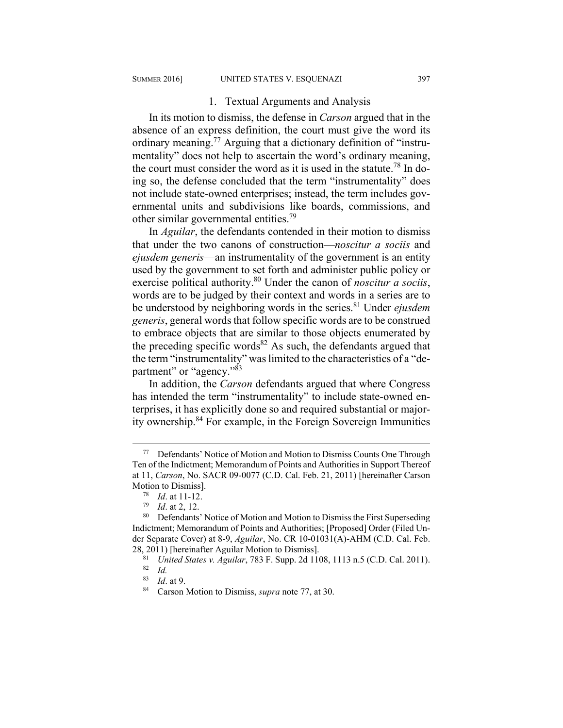### 1. Textual Arguments and Analysis

In its motion to dismiss, the defense in *Carson* argued that in the absence of an express definition, the court must give the word its ordinary meaning.[77] Arguing that a dictionary definition of "instrumentality" does not help to ascertain the word's ordinary meaning, the court must consider the word as it is used in the statute.[78] In doing so, the defense concluded that the term "instrumentality" does not include state-owned enterprises; instead, the term includes governmental units and subdivisions like boards, commissions, and other similar governmental entities.[79]

In *Aguilar*, the defendants contended in their motion to dismiss that under the two canons of construction—*noscitur a sociis* and *ejusdem generis*—an instrumentality of the government is an entity used by the government to set forth and administer public policy or exercise political authority.[80] Under the canon of *noscitur a sociis*, words are to be judged by their context and words in a series are to be understood by neighboring words in the series.[81] Under *ejusdem generis*, general words that follow specific words are to be construed to embrace objects that are similar to those objects enumerated by the preceding specific words[82] As such, the defendants argued that the term "instrumentality" was limited to the characteristics of a "department" or "agency."[83]

In addition, the *Carson* defendants argued that where Congress has intended the term "instrumentality" to include state-owned enterprises, it has explicitly done so and required substantial or majority ownership.[84] For example, in the Foreign Sovereign Immunities

---

[77] Defendants' Notice of Motion and Motion to Dismiss Counts One Through Ten of the Indictment; Memorandum of Points and Authorities in Support Thereof at 11, *Carson*, No. SACR 09-0077 (C.D. Cal. Feb. 21, 2011) [hereinafter Carson Motion to Dismiss].

[78] *Id*. at 11-12.

[79] *Id*. at 2, 12.

[80] Defendants' Notice of Motion and Motion to Dismiss the First Superseding Indictment; Memorandum of Points and Authorities; [Proposed] Order (Filed Under Separate Cover) at 8-9, *Aguilar*, No. CR 10-01031(A)-AHM (C.D. Cal. Feb. 28, 2011) [hereinafter Aguilar Motion to Dismiss].

[81] *United States v. Aguilar*, 783 F. Supp. 2d 1108, 1113 n.5 (C.D. Cal. 2011).

[82] *Id.*

[83] *Id*. at 9.

[84] Carson Motion to Dismiss, *supra* note 77, at 30.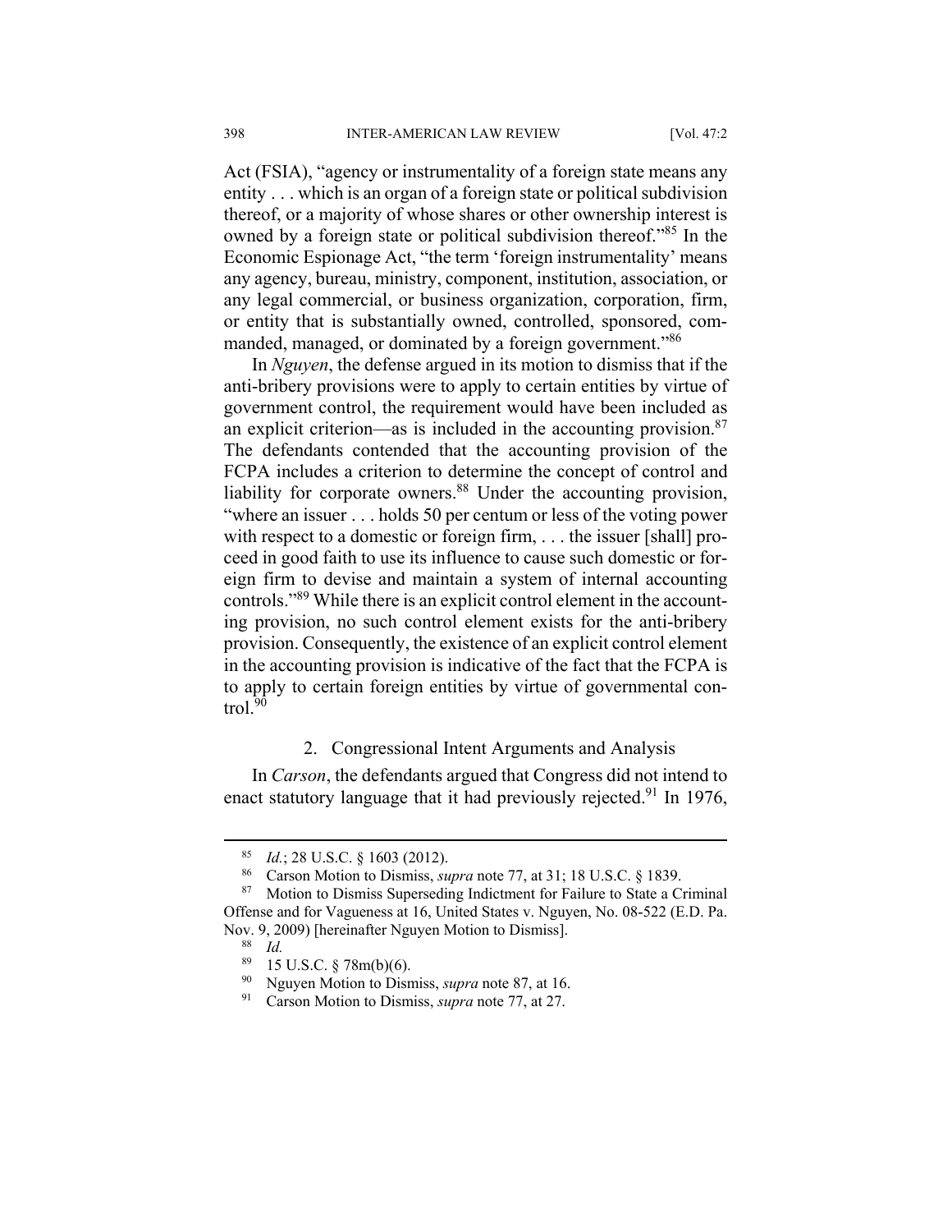Act (FSIA), "agency or instrumentality of a foreign state means any entity . . . which is an organ of a foreign state or political subdivision thereof, or a majority of whose shares or other ownership interest is owned by a foreign state or political subdivision thereof."[85] In the Economic Espionage Act, "the term 'foreign instrumentality' means any agency, bureau, ministry, component, institution, association, or any legal commercial, or business organization, corporation, firm, or entity that is substantially owned, controlled, sponsored, commanded, managed, or dominated by a foreign government."[86]

In *Nguyen*, the defense argued in its motion to dismiss that if the anti-bribery provisions were to apply to certain entities by virtue of government control, the requirement would have been included as an explicit criterion—as is included in the accounting provision.[87] The defendants contended that the accounting provision of the FCPA includes a criterion to determine the concept of control and liability for corporate owners.[88] Under the accounting provision, "where an issuer . . . holds 50 per centum or less of the voting power with respect to a domestic or foreign firm, . . . the issuer [shall] proceed in good faith to use its influence to cause such domestic or foreign firm to devise and maintain a system of internal accounting controls."[89] While there is an explicit control element in the accounting provision, no such control element exists for the anti-bribery provision. Consequently, the existence of an explicit control element in the accounting provision is indicative of the fact that the FCPA is to apply to certain foreign entities by virtue of governmental control.[90]

### 2. Congressional Intent Arguments and Analysis

In *Carson*, the defendants argued that Congress did not intend to enact statutory language that it had previously rejected.[91] In 1976,

---

[85] *Id.*; 28 U.S.C. § 1603 (2012).

[86] Carson Motion to Dismiss, *supra* note 77, at 31; 18 U.S.C. § 1839.

[87] Motion to Dismiss Superseding Indictment for Failure to State a Criminal Offense and for Vagueness at 16, United States v. Nguyen, No. 08-522 (E.D. Pa. Nov. 9, 2009) [hereinafter Nguyen Motion to Dismiss].

[88] *Id.*

[89] 15 U.S.C. § 78m(b)(6).

[90] Nguyen Motion to Dismiss, *supra* note 87, at 16.

[91] Carson Motion to Dismiss, *supra* note 77, at 27.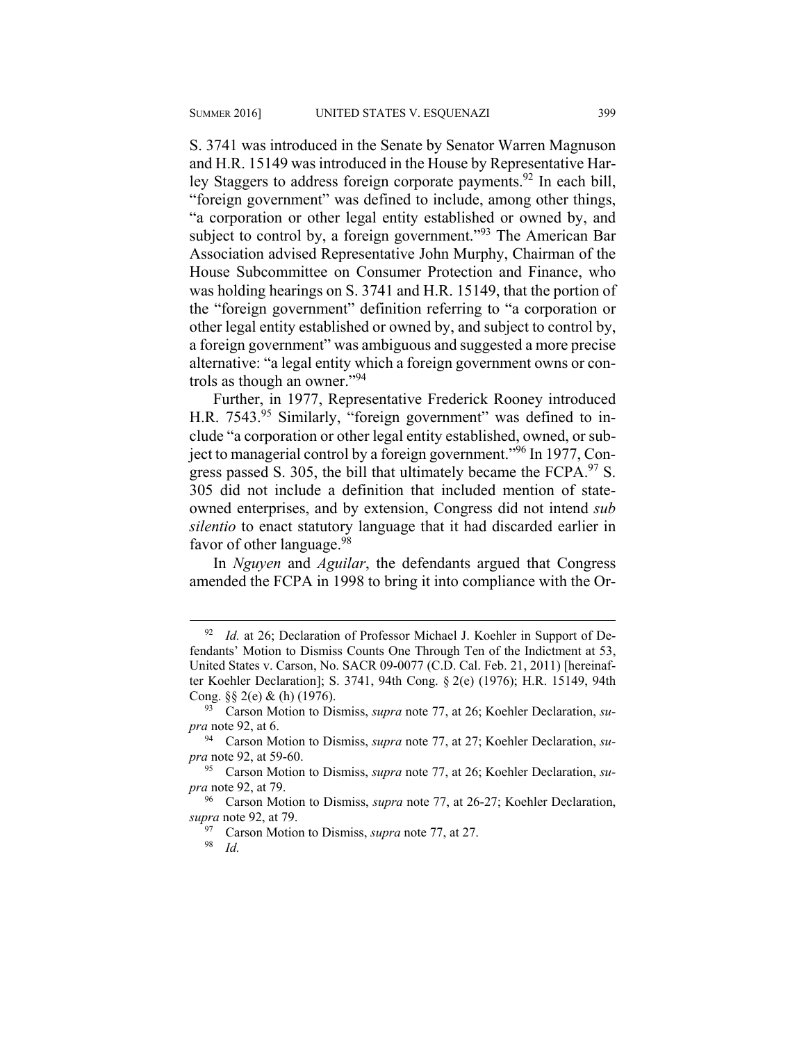S. 3741 was introduced in the Senate by Senator Warren Magnuson and H.R. 15149 was introduced in the House by Representative Harley Staggers to address foreign corporate payments.[92] In each bill, "foreign government" was defined to include, among other things, "a corporation or other legal entity established or owned by, and subject to control by, a foreign government."[93] The American Bar Association advised Representative John Murphy, Chairman of the House Subcommittee on Consumer Protection and Finance, who was holding hearings on S. 3741 and H.R. 15149, that the portion of the "foreign government" definition referring to "a corporation or other legal entity established or owned by, and subject to control by, a foreign government" was ambiguous and suggested a more precise alternative: "a legal entity which a foreign government owns or controls as though an owner."[94]

Further, in 1977, Representative Frederick Rooney introduced H.R. 7543.[95] Similarly, "foreign government" was defined to include "a corporation or other legal entity established, owned, or subject to managerial control by a foreign government."[96] In 1977, Congress passed S. 305, the bill that ultimately became the FCPA.[97] S. 305 did not include a definition that included mention of state-owned enterprises, and by extension, Congress did not intend *sub silentio* to enact statutory language that it had discarded earlier in favor of other language.[98]

In *Nguyen* and *Aguilar*, the defendants argued that Congress amended the FCPA in 1998 to bring it into compliance with the Or-

---

[92] *Id.* at 26; Declaration of Professor Michael J. Koehler in Support of Defendants' Motion to Dismiss Counts One Through Ten of the Indictment at 53, United States v. Carson, No. SACR 09-0077 (C.D. Cal. Feb. 21, 2011) [hereinafter Koehler Declaration]; S. 3741, 94th Cong. § 2(e) (1976); H.R. 15149, 94th Cong. §§ 2(e) & (h) (1976).

[93] Carson Motion to Dismiss, *supra* note 77, at 26; Koehler Declaration, *supra* note 92, at 6.

[94] Carson Motion to Dismiss, *supra* note 77, at 27; Koehler Declaration, *supra* note 92, at 59-60.

[95] Carson Motion to Dismiss, *supra* note 77, at 26; Koehler Declaration, *supra* note 92, at 79.

[96] Carson Motion to Dismiss, *supra* note 77, at 26-27; Koehler Declaration, *supra* note 92, at 79.

[97] Carson Motion to Dismiss, *supra* note 77, at 27.

[98] *Id.*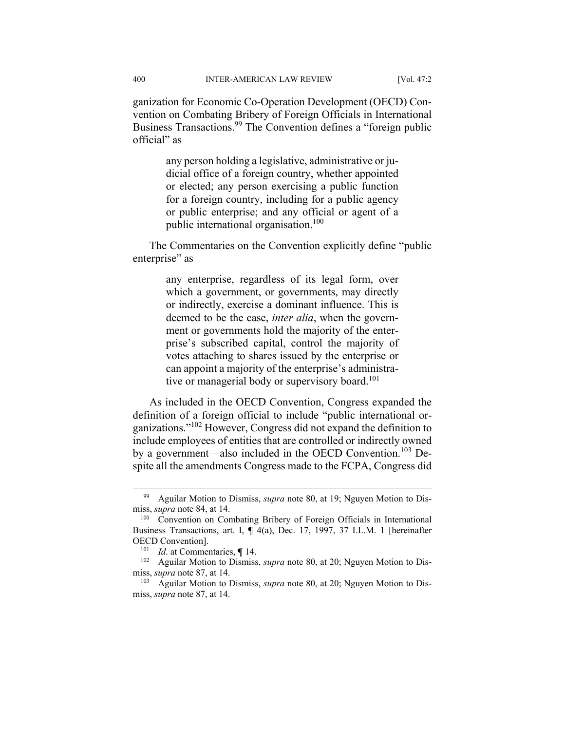ganization for Economic Co-Operation Development (OECD) Convention on Combating Bribery of Foreign Officials in International Business Transactions.[99] The Convention defines a "foreign public official" as

> any person holding a legislative, administrative or judicial office of a foreign country, whether appointed or elected; any person exercising a public function for a foreign country, including for a public agency or public enterprise; and any official or agent of a public international organisation.[100]

The Commentaries on the Convention explicitly define "public enterprise" as

> any enterprise, regardless of its legal form, over which a government, or governments, may directly or indirectly, exercise a dominant influence. This is deemed to be the case, *inter alia*, when the government or governments hold the majority of the enterprise's subscribed capital, control the majority of votes attaching to shares issued by the enterprise or can appoint a majority of the enterprise's administrative or managerial body or supervisory board.[101]

As included in the OECD Convention, Congress expanded the definition of a foreign official to include "public international organizations."[102] However, Congress did not expand the definition to include employees of entities that are controlled or indirectly owned by a government—also included in the OECD Convention.[103] Despite all the amendments Congress made to the FCPA, Congress did

---

[99] Aguilar Motion to Dismiss, *supra* note 80, at 19; Nguyen Motion to Dismiss, *supra* note 84, at 14.

[100] Convention on Combating Bribery of Foreign Officials in International Business Transactions, art. I, ¶ 4(a), Dec. 17, 1997, 37 I.L.M. 1 [hereinafter OECD Convention].

[101] *Id*. at Commentaries, ¶ 14.

[102] Aguilar Motion to Dismiss, *supra* note 80, at 20; Nguyen Motion to Dismiss, *supra* note 87, at 14.

[103] Aguilar Motion to Dismiss, *supra* note 80, at 20; Nguyen Motion to Dismiss, *supra* note 87, at 14.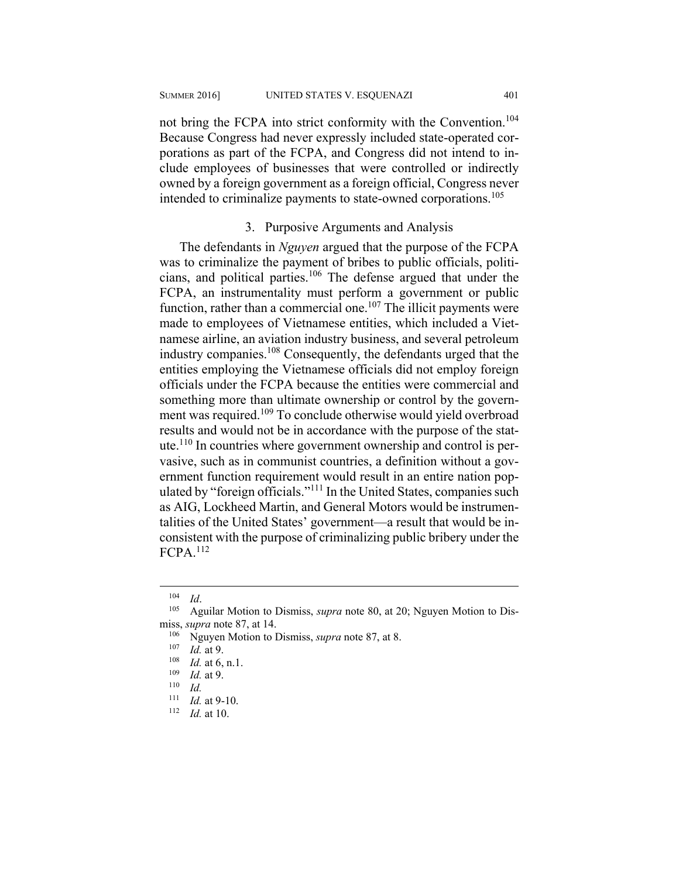not bring the FCPA into strict conformity with the Convention.[104] Because Congress had never expressly included state-operated corporations as part of the FCPA, and Congress did not intend to include employees of businesses that were controlled or indirectly owned by a foreign government as a foreign official, Congress never intended to criminalize payments to state-owned corporations.[105]

### 3. Purposive Arguments and Analysis

The defendants in *Nguyen* argued that the purpose of the FCPA was to criminalize the payment of bribes to public officials, politicians, and political parties.[106] The defense argued that under the FCPA, an instrumentality must perform a government or public function, rather than a commercial one.[107] The illicit payments were made to employees of Vietnamese entities, which included a Vietnamese airline, an aviation industry business, and several petroleum industry companies.[108] Consequently, the defendants urged that the entities employing the Vietnamese officials did not employ foreign officials under the FCPA because the entities were commercial and something more than ultimate ownership or control by the government was required.[109] To conclude otherwise would yield overbroad results and would not be in accordance with the purpose of the statute.[110] In countries where government ownership and control is pervasive, such as in communist countries, a definition without a government function requirement would result in an entire nation populated by "foreign officials."[111] In the United States, companies such as AIG, Lockheed Martin, and General Motors would be instrumentalities of the United States' government—a result that would be inconsistent with the purpose of criminalizing public bribery under the FCPA.[112]

---

[104] *Id*.

[105] Aguilar Motion to Dismiss, *supra* note 80, at 20; Nguyen Motion to Dismiss, *supra* note 87, at 14.

[106] Nguyen Motion to Dismiss, *supra* note 87, at 8.

[107] *Id.* at 9.

[108] *Id.* at 6, n.1.

[109] *Id.* at 9.

[110] *Id.*

[111] *Id.* at 9-10.

[112] *Id.* at 10.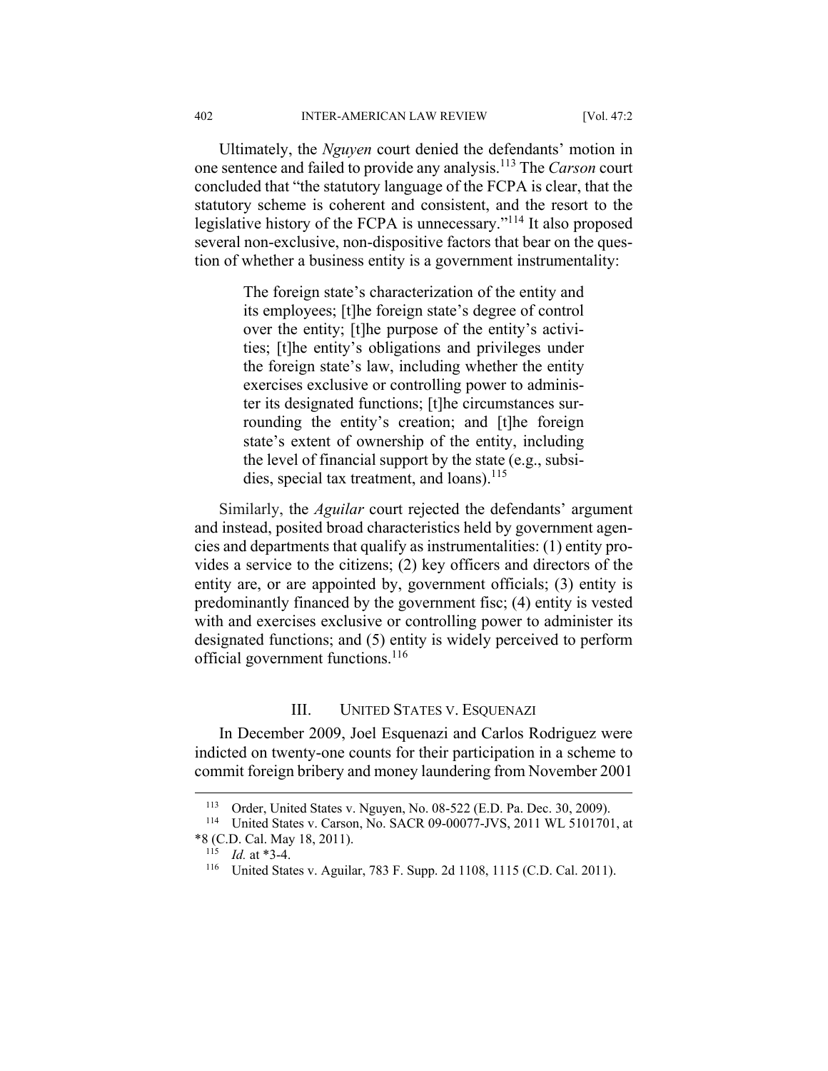Ultimately, the *Nguyen* court denied the defendants' motion in one sentence and failed to provide any analysis.[113] The *Carson* court concluded that "the statutory language of the FCPA is clear, that the statutory scheme is coherent and consistent, and the resort to the legislative history of the FCPA is unnecessary."[114] It also proposed several non-exclusive, non-dispositive factors that bear on the question of whether a business entity is a government instrumentality:

> The foreign state's characterization of the entity and its employees; [t]he foreign state's degree of control over the entity; [t]he purpose of the entity's activities; [t]he entity's obligations and privileges under the foreign state's law, including whether the entity exercises exclusive or controlling power to administer its designated functions; [t]he circumstances surrounding the entity's creation; and [t]he foreign state's extent of ownership of the entity, including the level of financial support by the state (e.g., subsidies, special tax treatment, and loans).[115]

Similarly, the *Aguilar* court rejected the defendants' argument and instead, posited broad characteristics held by government agencies and departments that qualify as instrumentalities: (1) entity provides a service to the citizens; (2) key officers and directors of the entity are, or are appointed by, government officials; (3) entity is predominantly financed by the government fisc; (4) entity is vested with and exercises exclusive or controlling power to administer its designated functions; and (5) entity is widely perceived to perform official government functions.[116]

## III. UNITED STATES V. ESQUENAZI

In December 2009, Joel Esquenazi and Carlos Rodriguez were indicted on twenty-one counts for their participation in a scheme to commit foreign bribery and money laundering from November 2001

---

[113] Order, United States v. Nguyen, No. 08-522 (E.D. Pa. Dec. 30, 2009).

[114] United States v. Carson, No. SACR 09-00077-JVS, 2011 WL 5101701, at *8 (C.D. Cal. May 18, 2011).

[115] *Id.* at *3-4.

[116] United States v. Aguilar, 783 F. Supp. 2d 1108, 1115 (C.D. Cal. 2011).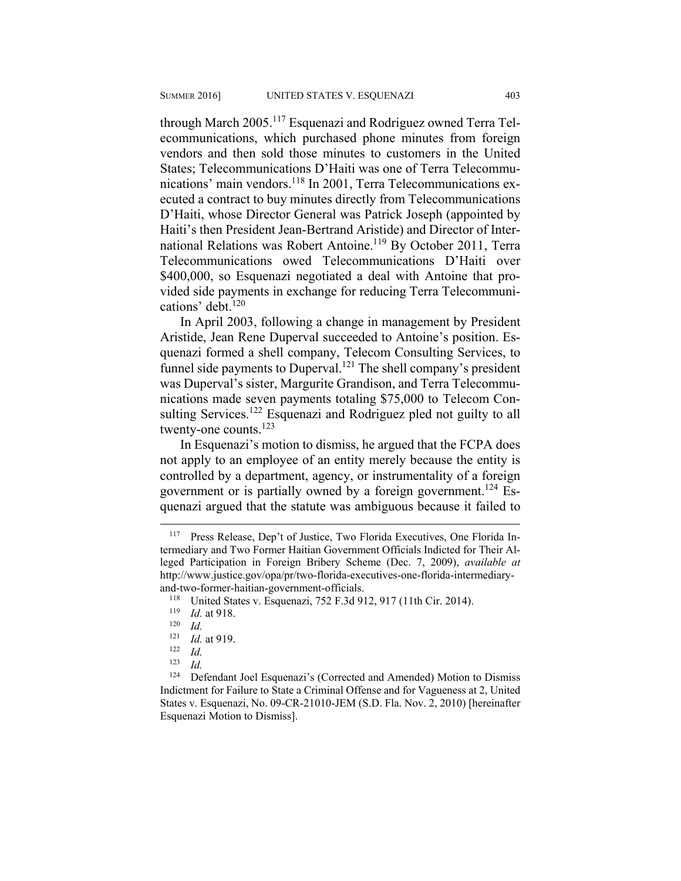through March 2005.[117] Esquenazi and Rodriguez owned Terra Telecommunications, which purchased phone minutes from foreign vendors and then sold those minutes to customers in the United States; Telecommunications D'Haiti was one of Terra Telecommunications' main vendors.[118] In 2001, Terra Telecommunications executed a contract to buy minutes directly from Telecommunications D'Haiti, whose Director General was Patrick Joseph (appointed by Haiti's then President Jean-Bertrand Aristide) and Director of International Relations was Robert Antoine.[119] By October 2011, Terra Telecommunications owed Telecommunications D'Haiti over $400,000, so Esquenazi negotiated a deal with Antoine that provided side payments in exchange for reducing Terra Telecommunications' debt.[120]

In April 2003, following a change in management by President Aristide, Jean Rene Duperval succeeded to Antoine's position. Esquenazi formed a shell company, Telecom Consulting Services, to funnel side payments to Duperval.[121] The shell company's president was Duperval's sister, Margurite Grandison, and Terra Telecommunications made seven payments totaling $75,000 to Telecom Consulting Services.[122] Esquenazi and Rodriguez pled not guilty to all twenty-one counts.[123]

In Esquenazi's motion to dismiss, he argued that the FCPA does not apply to an employee of an entity merely because the entity is controlled by a department, agency, or instrumentality of a foreign government or is partially owned by a foreign government.[124] Esquenazi argued that the statute was ambiguous because it failed to

---

[117] Press Release, Dep't of Justice, Two Florida Executives, One Florida Intermediary and Two Former Haitian Government Officials Indicted for Their Alleged Participation in Foreign Bribery Scheme (Dec. 7, 2009), *available at* http://www.justice.gov/opa/pr/two-florida-executives-one-florida-intermediary-and-two-former-haitian-government-officials.

[118] United States v. Esquenazi, 752 F.3d 912, 917 (11th Cir. 2014).

[119] *Id.* at 918.

[120] *Id.*

[121] *Id.* at 919.

[122] *Id.*

[123] *Id.*

[124] Defendant Joel Esquenazi's (Corrected and Amended) Motion to Dismiss Indictment for Failure to State a Criminal Offense and for Vagueness at 2, United States v. Esquenazi, No. 09-CR-21010-JEM (S.D. Fla. Nov. 2, 2010) [hereinafter Esquenazi Motion to Dismiss].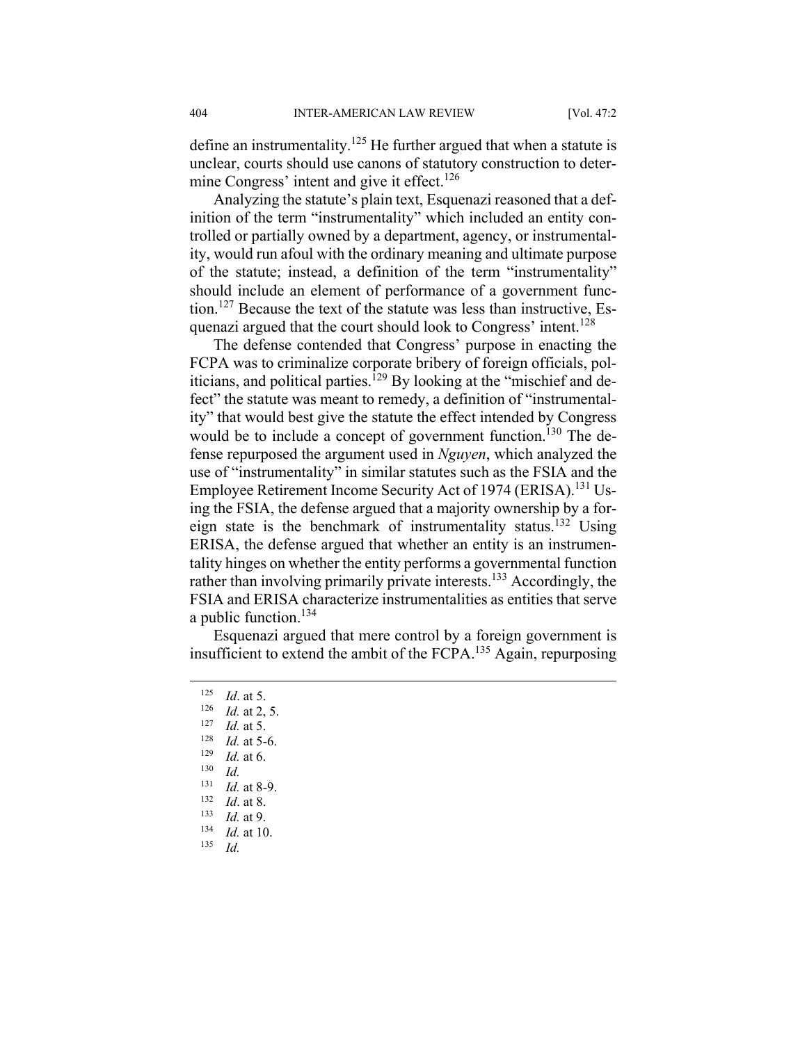define an instrumentality.[125] He further argued that when a statute is unclear, courts should use canons of statutory construction to determine Congress' intent and give it effect.[126]

Analyzing the statute's plain text, Esquenazi reasoned that a definition of the term "instrumentality" which included an entity controlled or partially owned by a department, agency, or instrumentality, would run afoul with the ordinary meaning and ultimate purpose of the statute; instead, a definition of the term "instrumentality" should include an element of performance of a government function.[127] Because the text of the statute was less than instructive, Esquenazi argued that the court should look to Congress' intent.[128]

The defense contended that Congress' purpose in enacting the FCPA was to criminalize corporate bribery of foreign officials, politicians, and political parties.[129] By looking at the "mischief and defect" the statute was meant to remedy, a definition of "instrumentality" that would best give the statute the effect intended by Congress would be to include a concept of government function.[130] The defense repurposed the argument used in *Nguyen*, which analyzed the use of "instrumentality" in similar statutes such as the FSIA and the Employee Retirement Income Security Act of 1974 (ERISA).[131] Using the FSIA, the defense argued that a majority ownership by a foreign state is the benchmark of instrumentality status.[132] Using ERISA, the defense argued that whether an entity is an instrumentality hinges on whether the entity performs a governmental function rather than involving primarily private interests.[133] Accordingly, the FSIA and ERISA characterize instrumentalities as entities that serve a public function.[134]

Esquenazi argued that mere control by a foreign government is insufficient to extend the ambit of the FCPA.[135] Again, repurposing

---

[125] *Id*. at 5.
[126] *Id.* at 2, 5.
[127] *Id.* at 5.
[128] *Id.* at 5-6.
[129] *Id.* at 6.
[130] *Id.*
[131] *Id.* at 8-9.
[132] *Id*. at 8.
[133] *Id.* at 9.
[134] *Id.* at 10.
[135] *Id.*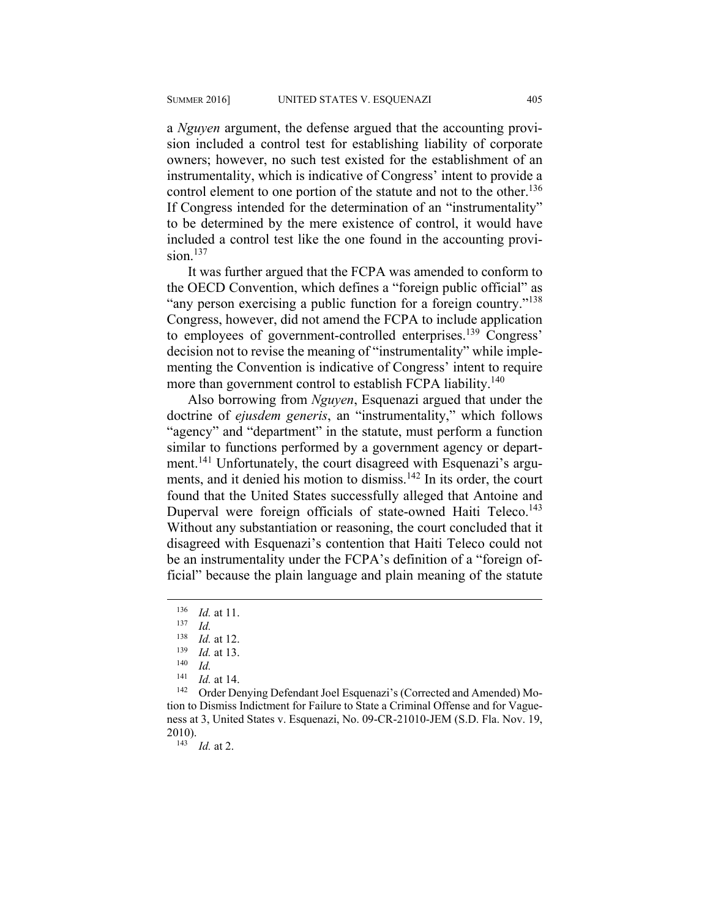a *Nguyen* argument, the defense argued that the accounting provision included a control test for establishing liability of corporate owners; however, no such test existed for the establishment of an instrumentality, which is indicative of Congress' intent to provide a control element to one portion of the statute and not to the other.[136] If Congress intended for the determination of an "instrumentality" to be determined by the mere existence of control, it would have included a control test like the one found in the accounting provision.[137]

It was further argued that the FCPA was amended to conform to the OECD Convention, which defines a "foreign public official" as "any person exercising a public function for a foreign country."[138] Congress, however, did not amend the FCPA to include application to employees of government-controlled enterprises.[139] Congress' decision not to revise the meaning of "instrumentality" while implementing the Convention is indicative of Congress' intent to require more than government control to establish FCPA liability.[140]

Also borrowing from *Nguyen*, Esquenazi argued that under the doctrine of *ejusdem generis*, an "instrumentality," which follows "agency" and "department" in the statute, must perform a function similar to functions performed by a government agency or department.[141] Unfortunately, the court disagreed with Esquenazi's arguments, and it denied his motion to dismiss.[142] In its order, the court found that the United States successfully alleged that Antoine and Duperval were foreign officials of state-owned Haiti Teleco.[143] Without any substantiation or reasoning, the court concluded that it disagreed with Esquenazi's contention that Haiti Teleco could not be an instrumentality under the FCPA's definition of a "foreign official" because the plain language and plain meaning of the statute

---

[136] *Id.* at 11.

[137] *Id.*

[138] *Id.* at 12.

[139] *Id.* at 13.

[140] *Id.*

[141] *Id.* at 14.

[142] Order Denying Defendant Joel Esquenazi's (Corrected and Amended) Motion to Dismiss Indictment for Failure to State a Criminal Offense and for Vagueness at 3, United States v. Esquenazi, No. 09-CR-21010-JEM (S.D. Fla. Nov. 19, 2010).

[143] *Id.* at 2.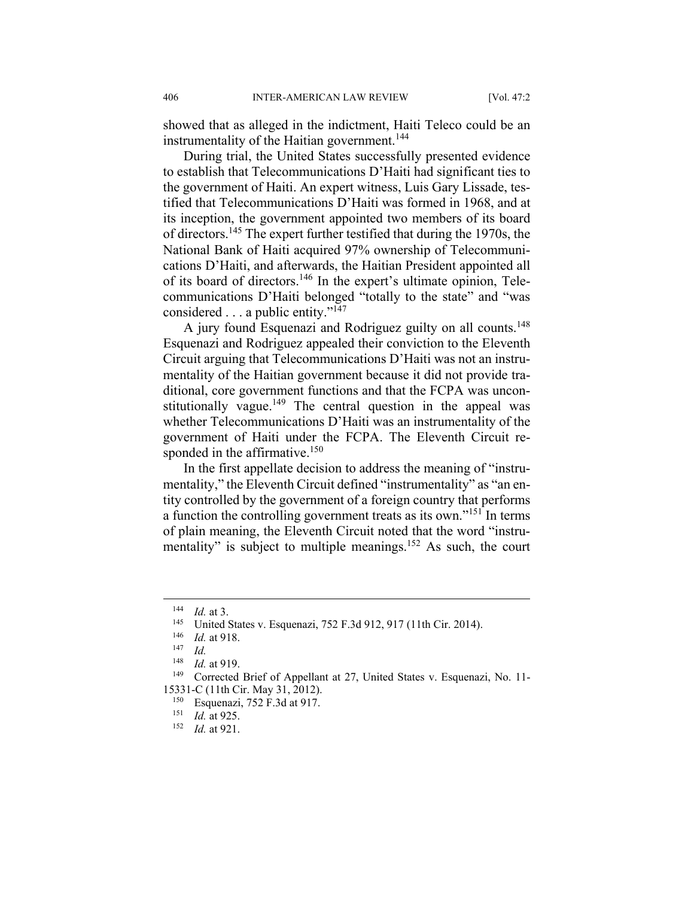showed that as alleged in the indictment, Haiti Teleco could be an instrumentality of the Haitian government.[144]

During trial, the United States successfully presented evidence to establish that Telecommunications D'Haiti had significant ties to the government of Haiti. An expert witness, Luis Gary Lissade, testified that Telecommunications D'Haiti was formed in 1968, and at its inception, the government appointed two members of its board of directors.[145] The expert further testified that during the 1970s, the National Bank of Haiti acquired 97% ownership of Telecommunications D'Haiti, and afterwards, the Haitian President appointed all of its board of directors.[146] In the expert's ultimate opinion, Telecommunications D'Haiti belonged "totally to the state" and "was considered . . . a public entity."[147]

A jury found Esquenazi and Rodriguez guilty on all counts.[148] Esquenazi and Rodriguez appealed their conviction to the Eleventh Circuit arguing that Telecommunications D'Haiti was not an instrumentality of the Haitian government because it did not provide traditional, core government functions and that the FCPA was unconstitutionally vague.[149] The central question in the appeal was whether Telecommunications D'Haiti was an instrumentality of the government of Haiti under the FCPA. The Eleventh Circuit responded in the affirmative.[150]

In the first appellate decision to address the meaning of "instrumentality," the Eleventh Circuit defined "instrumentality" as "an entity controlled by the government of a foreign country that performs a function the controlling government treats as its own."[151] In terms of plain meaning, the Eleventh Circuit noted that the word "instrumentality" is subject to multiple meanings.[152] As such, the court

---

[144] *Id.* at 3.

[145] United States v. Esquenazi, 752 F.3d 912, 917 (11th Cir. 2014).

[146] *Id.* at 918.

[147] *Id.*

[148] *Id.* at 919.

[149] Corrected Brief of Appellant at 27, United States v. Esquenazi, No. 11-15331-C (11th Cir. May 31, 2012).

[150] Esquenazi, 752 F.3d at 917.

[151] *Id.* at 925.

[152] *Id.* at 921.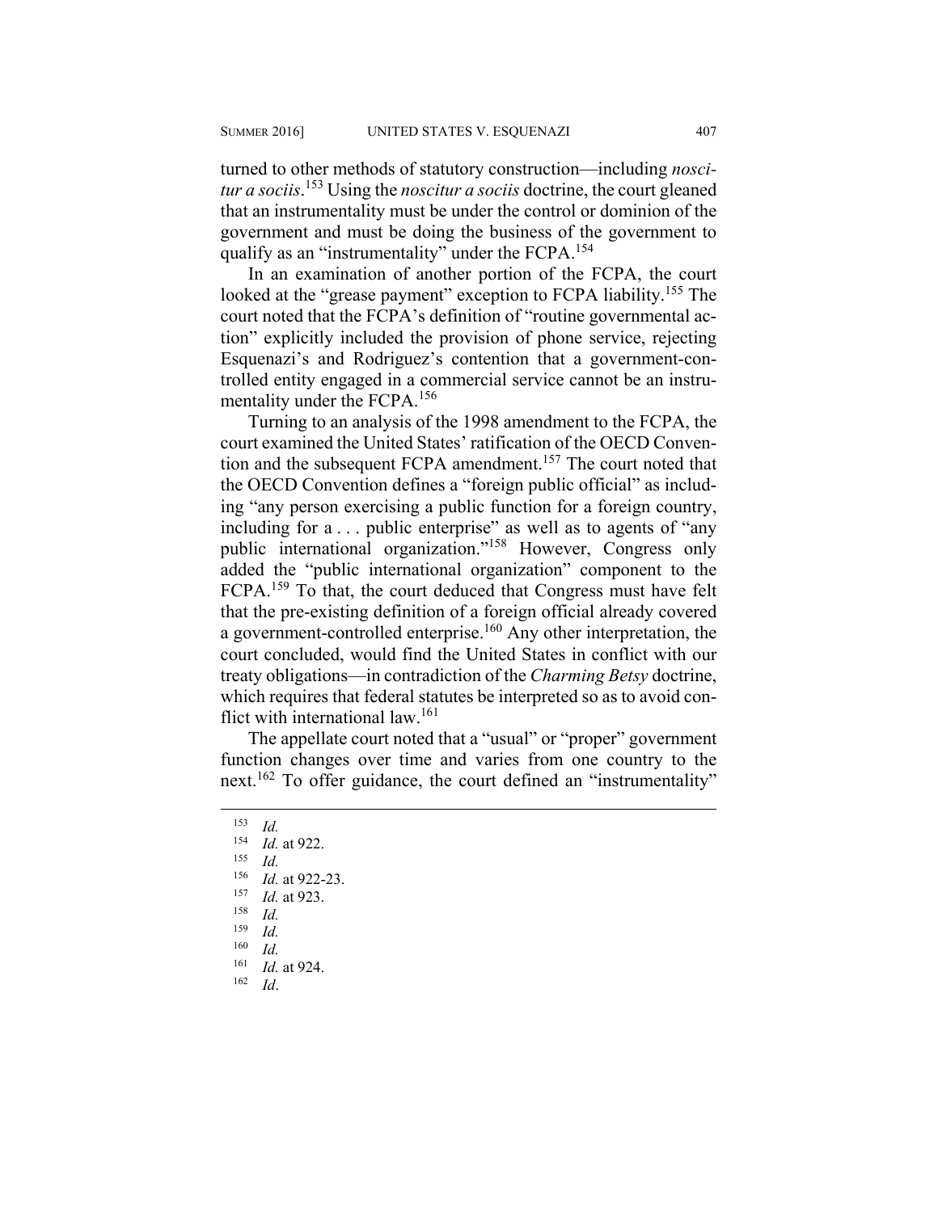turned to other methods of statutory construction—including *noscitur a sociis*.[153] Using the *noscitur a sociis* doctrine, the court gleaned that an instrumentality must be under the control or dominion of the government and must be doing the business of the government to qualify as an "instrumentality" under the FCPA.[154]

In an examination of another portion of the FCPA, the court looked at the "grease payment" exception to FCPA liability.[155] The court noted that the FCPA's definition of "routine governmental action" explicitly included the provision of phone service, rejecting Esquenazi's and Rodriguez's contention that a government-controlled entity engaged in a commercial service cannot be an instrumentality under the FCPA.[156]

Turning to an analysis of the 1998 amendment to the FCPA, the court examined the United States' ratification of the OECD Convention and the subsequent FCPA amendment.[157] The court noted that the OECD Convention defines a "foreign public official" as including "any person exercising a public function for a foreign country, including for a . . . public enterprise" as well as to agents of "any public international organization."[158] However, Congress only added the "public international organization" component to the FCPA.[159] To that, the court deduced that Congress must have felt that the pre-existing definition of a foreign official already covered a government-controlled enterprise.[160] Any other interpretation, the court concluded, would find the United States in conflict with our treaty obligations—in contradiction of the *Charming Betsy* doctrine, which requires that federal statutes be interpreted so as to avoid conflict with international law.[161]

The appellate court noted that a "usual" or "proper" government function changes over time and varies from one country to the next.[162] To offer guidance, the court defined an "instrumentality"

---

[153] *Id.*

[154] *Id.* at 922.

[155] *Id.*

[156] *Id.* at 922-23.

[157] *Id.* at 923.

[158] *Id.*

[159] *Id.*

[160] *Id.*

[161] *Id.* at 924.

[162] *Id*.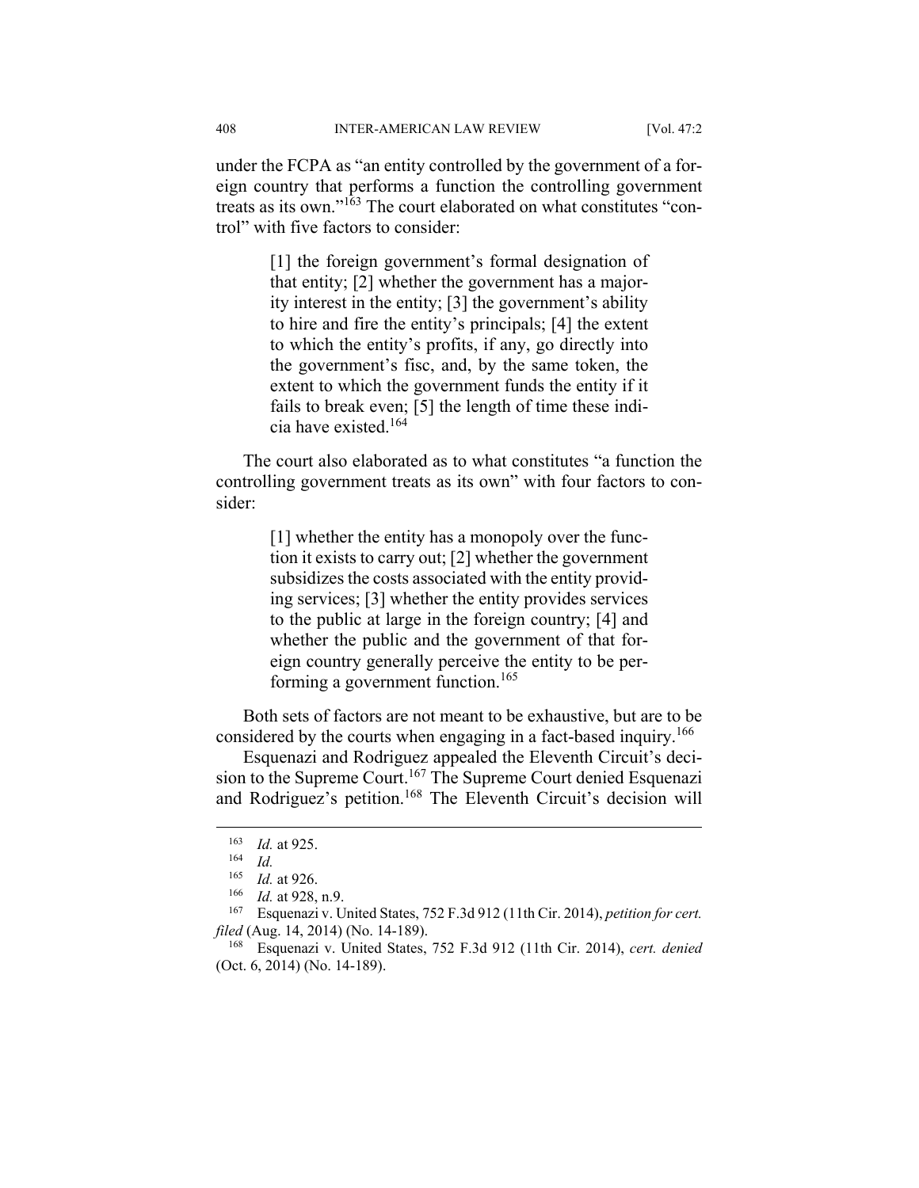under the FCPA as "an entity controlled by the government of a foreign country that performs a function the controlling government treats as its own."[163] The court elaborated on what constitutes "control" with five factors to consider:

> [1] the foreign government's formal designation of that entity; [2] whether the government has a majority interest in the entity; [3] the government's ability to hire and fire the entity's principals; [4] the extent to which the entity's profits, if any, go directly into the government's fisc, and, by the same token, the extent to which the government funds the entity if it fails to break even; [5] the length of time these indicia have existed.[164]

The court also elaborated as to what constitutes "a function the controlling government treats as its own" with four factors to consider:

> [1] whether the entity has a monopoly over the function it exists to carry out; [2] whether the government subsidizes the costs associated with the entity providing services; [3] whether the entity provides services to the public at large in the foreign country; [4] and whether the public and the government of that foreign country generally perceive the entity to be performing a government function.[165]

Both sets of factors are not meant to be exhaustive, but are to be considered by the courts when engaging in a fact-based inquiry.[166]

Esquenazi and Rodriguez appealed the Eleventh Circuit's decision to the Supreme Court.[167] The Supreme Court denied Esquenazi and Rodriguez's petition.[168] The Eleventh Circuit's decision will

---

[163] *Id.* at 925.

[164] *Id.*

[165] *Id.* at 926.

[166] *Id.* at 928, n.9.

[167] Esquenazi v. United States, 752 F.3d 912 (11th Cir. 2014), *petition for cert. filed* (Aug. 14, 2014) (No. 14-189).

[168] Esquenazi v. United States, 752 F.3d 912 (11th Cir. 2014), *cert. denied* (Oct. 6, 2014) (No. 14-189).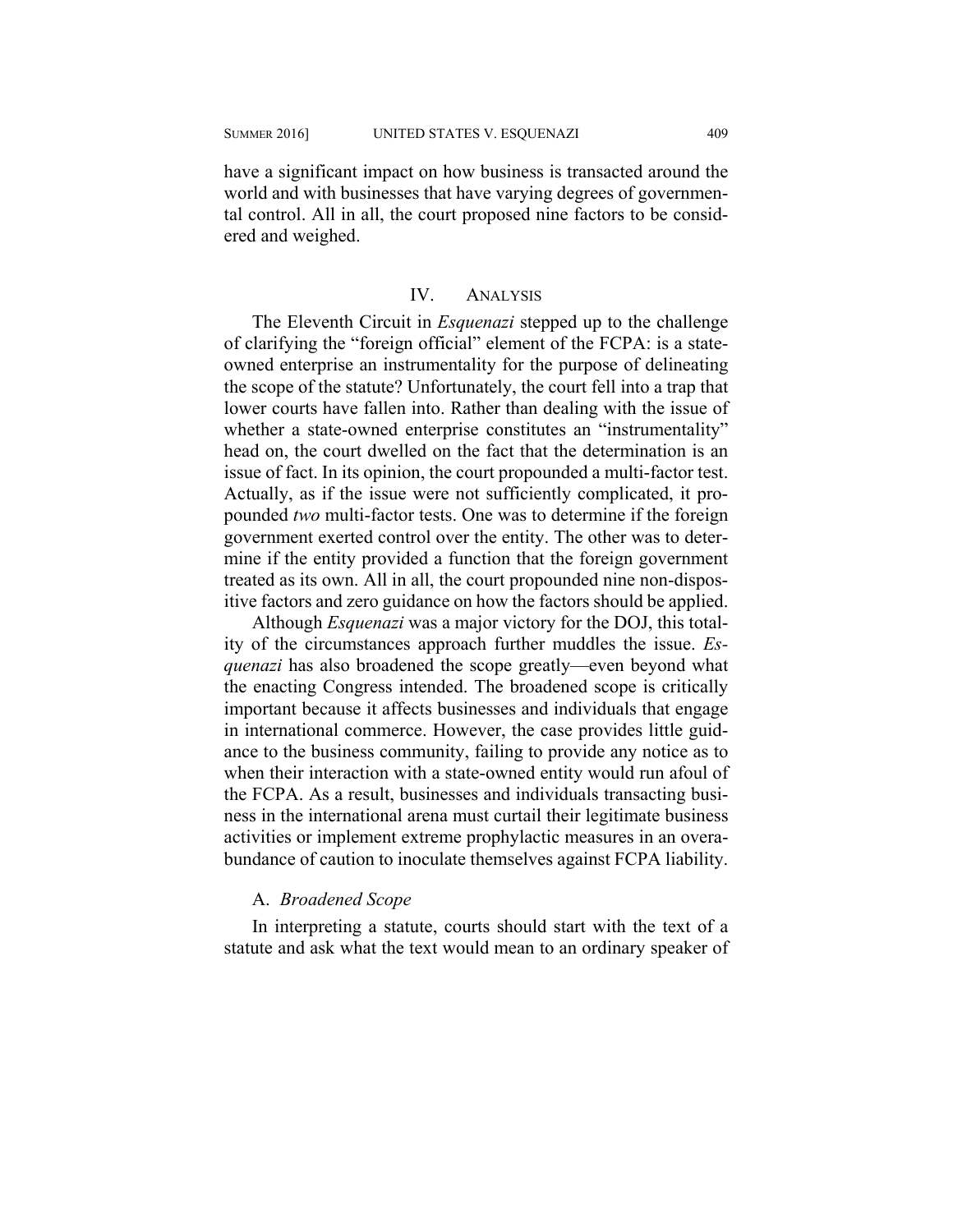have a significant impact on how business is transacted around the world and with businesses that have varying degrees of governmental control. All in all, the court proposed nine factors to be considered and weighed.

## IV. ANALYSIS

The Eleventh Circuit in *Esquenazi* stepped up to the challenge of clarifying the "foreign official" element of the FCPA: is a state-owned enterprise an instrumentality for the purpose of delineating the scope of the statute? Unfortunately, the court fell into a trap that lower courts have fallen into. Rather than dealing with the issue of whether a state-owned enterprise constitutes an "instrumentality" head on, the court dwelled on the fact that the determination is an issue of fact. In its opinion, the court propounded a multi-factor test. Actually, as if the issue were not sufficiently complicated, it propounded *two* multi-factor tests. One was to determine if the foreign government exerted control over the entity. The other was to determine if the entity provided a function that the foreign government treated as its own. All in all, the court propounded nine non-dispositive factors and zero guidance on how the factors should be applied.

Although *Esquenazi* was a major victory for the DOJ, this totality of the circumstances approach further muddles the issue. *Esquenazi* has also broadened the scope greatly—even beyond what the enacting Congress intended. The broadened scope is critically important because it affects businesses and individuals that engage in international commerce. However, the case provides little guidance to the business community, failing to provide any notice as to when their interaction with a state-owned entity would run afoul of the FCPA. As a result, businesses and individuals transacting business in the international arena must curtail their legitimate business activities or implement extreme prophylactic measures in an overabundance of caution to inoculate themselves against FCPA liability.

### A. *Broadened Scope*

In interpreting a statute, courts should start with the text of a statute and ask what the text would mean to an ordinary speaker of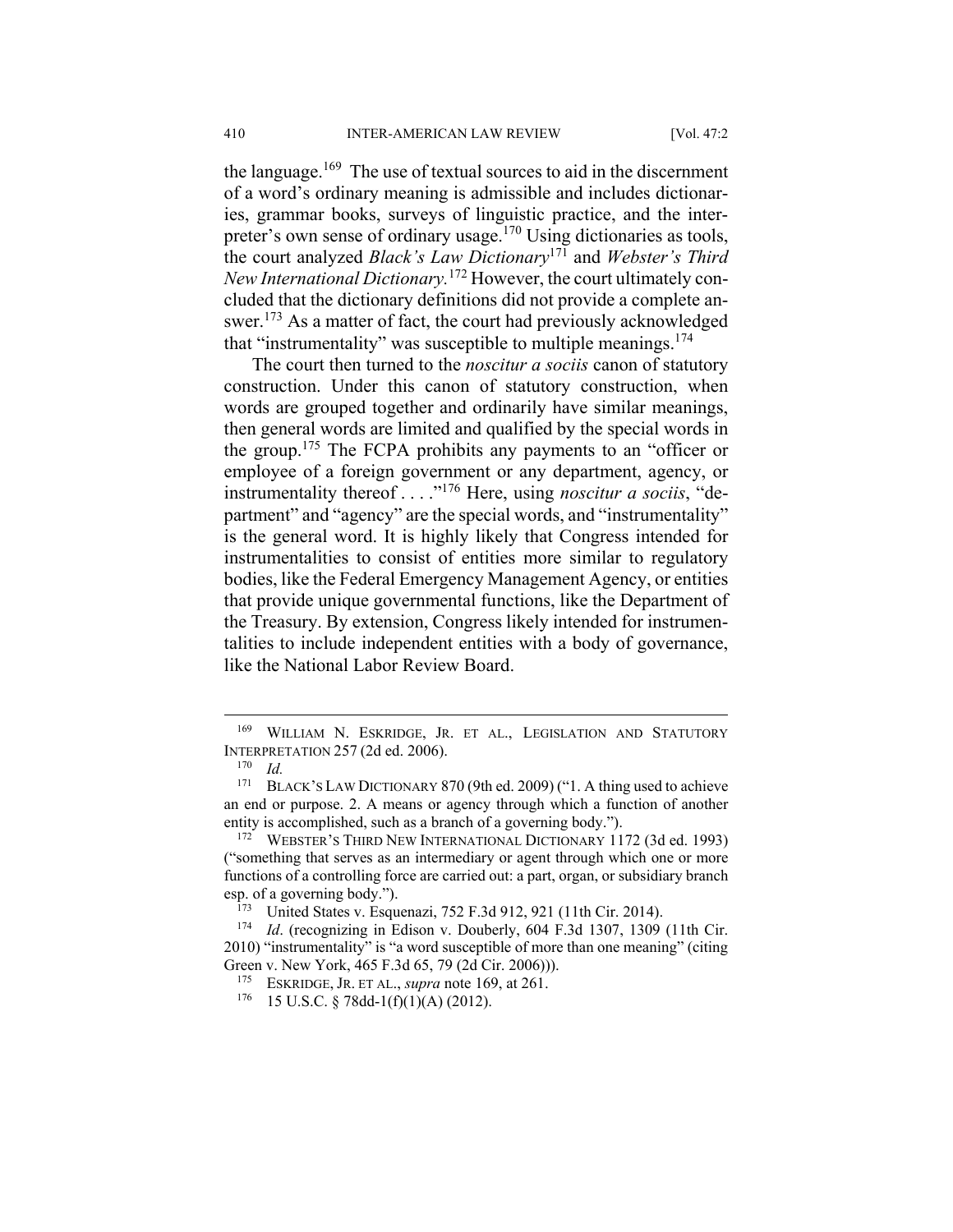the language.[169] The use of textual sources to aid in the discernment of a word's ordinary meaning is admissible and includes dictionaries, grammar books, surveys of linguistic practice, and the interpreter's own sense of ordinary usage.[170] Using dictionaries as tools, the court analyzed *Black's Law Dictionary*[171] and *Webster's Third New International Dictionary.*[172] However, the court ultimately concluded that the dictionary definitions did not provide a complete answer.[173] As a matter of fact, the court had previously acknowledged that "instrumentality" was susceptible to multiple meanings.[174]

The court then turned to the *noscitur a sociis* canon of statutory construction. Under this canon of statutory construction, when words are grouped together and ordinarily have similar meanings, then general words are limited and qualified by the special words in the group.[175] The FCPA prohibits any payments to an "officer or employee of a foreign government or any department, agency, or instrumentality thereof . . . ."[176] Here, using *noscitur a sociis*, "department" and "agency" are the special words, and "instrumentality" is the general word. It is highly likely that Congress intended for instrumentalities to consist of entities more similar to regulatory bodies, like the Federal Emergency Management Agency, or entities that provide unique governmental functions, like the Department of the Treasury. By extension, Congress likely intended for instrumentalities to include independent entities with a body of governance, like the National Labor Review Board.

---

[169] WILLIAM N. ESKRIDGE, JR. ET AL., LEGISLATION AND STATUTORY INTERPRETATION 257 (2d ed. 2006).

[170] *Id.*

[171] BLACK'S LAW DICTIONARY 870 (9th ed. 2009) ("1. A thing used to achieve an end or purpose. 2. A means or agency through which a function of another entity is accomplished, such as a branch of a governing body.").

[172] WEBSTER'S THIRD NEW INTERNATIONAL DICTIONARY 1172 (3d ed. 1993) ("something that serves as an intermediary or agent through which one or more functions of a controlling force are carried out: a part, organ, or subsidiary branch esp. of a governing body.").

[173] United States v. Esquenazi, 752 F.3d 912, 921 (11th Cir. 2014).

[174] *Id*. (recognizing in Edison v. Douberly, 604 F.3d 1307, 1309 (11th Cir. 2010) "instrumentality" is "a word susceptible of more than one meaning" (citing Green v. New York, 465 F.3d 65, 79 (2d Cir. 2006))).

[175] ESKRIDGE, JR. ET AL., *supra* note 169, at 261.

[176] 15 U.S.C. § 78dd-1(f)(1)(A) (2012).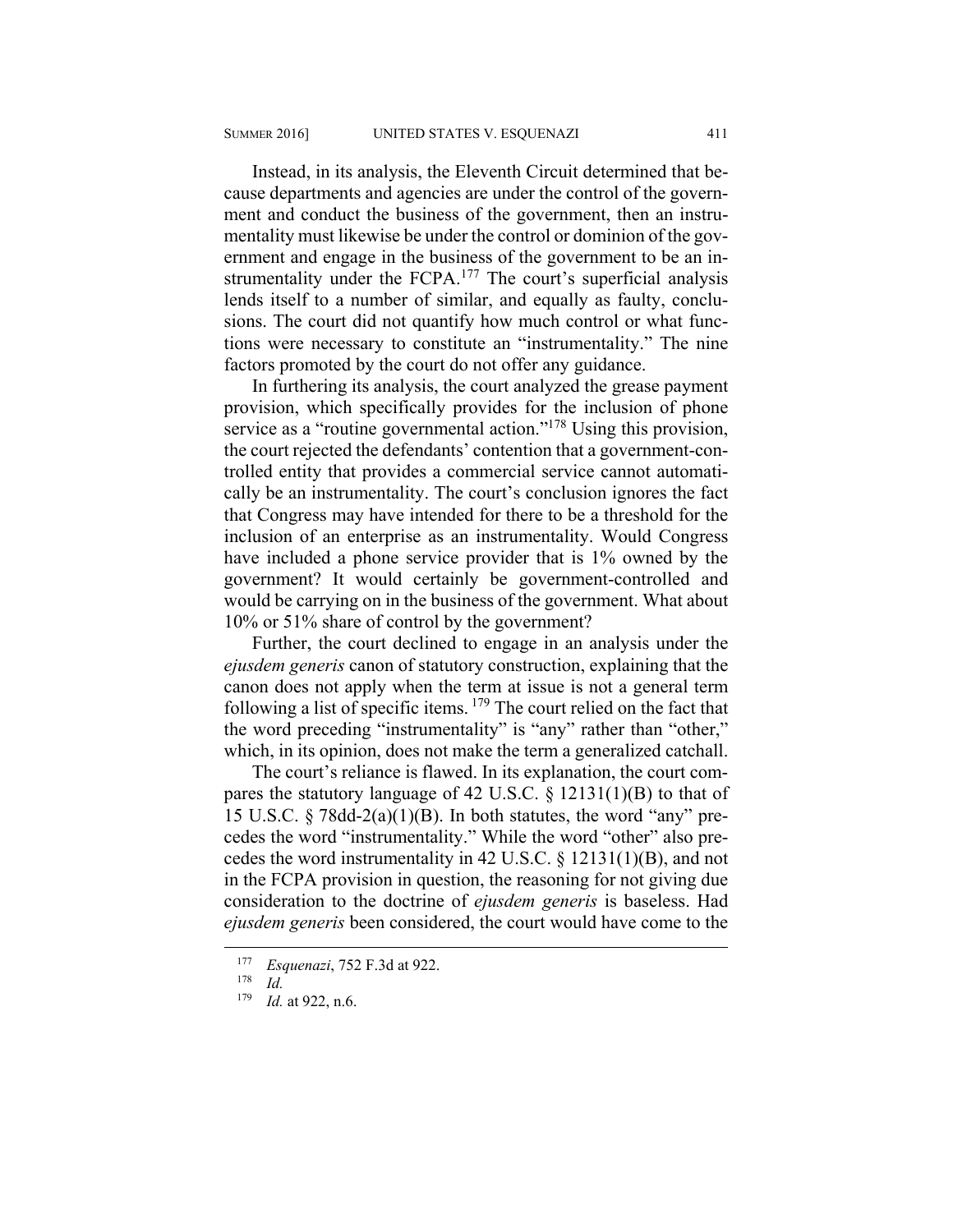Instead, in its analysis, the Eleventh Circuit determined that because departments and agencies are under the control of the government and conduct the business of the government, then an instrumentality must likewise be under the control or dominion of the government and engage in the business of the government to be an instrumentality under the FCPA.[177] The court's superficial analysis lends itself to a number of similar, and equally as faulty, conclusions. The court did not quantify how much control or what functions were necessary to constitute an "instrumentality." The nine factors promoted by the court do not offer any guidance.

In furthering its analysis, the court analyzed the grease payment provision, which specifically provides for the inclusion of phone service as a "routine governmental action."[178] Using this provision, the court rejected the defendants' contention that a government-controlled entity that provides a commercial service cannot automatically be an instrumentality. The court's conclusion ignores the fact that Congress may have intended for there to be a threshold for the inclusion of an enterprise as an instrumentality. Would Congress have included a phone service provider that is 1% owned by the government? It would certainly be government-controlled and would be carrying on in the business of the government. What about 10% or 51% share of control by the government?

Further, the court declined to engage in an analysis under the *ejusdem generis* canon of statutory construction, explaining that the canon does not apply when the term at issue is not a general term following a list of specific items.[179] The court relied on the fact that the word preceding "instrumentality" is "any" rather than "other," which, in its opinion, does not make the term a generalized catchall.

The court's reliance is flawed. In its explanation, the court compares the statutory language of 42 U.S.C. § 12131(1)(B) to that of 15 U.S.C. § 78dd-2(a)(1)(B). In both statutes, the word "any" precedes the word "instrumentality." While the word "other" also precedes the word instrumentality in 42 U.S.C. § 12131(1)(B), and not in the FCPA provision in question, the reasoning for not giving due consideration to the doctrine of *ejusdem generis* is baseless. Had *ejusdem generis* been considered, the court would have come to the

---

[177] *Esquenazi*, 752 F.3d at 922.

[178] *Id.*

[179] *Id.* at 922, n.6.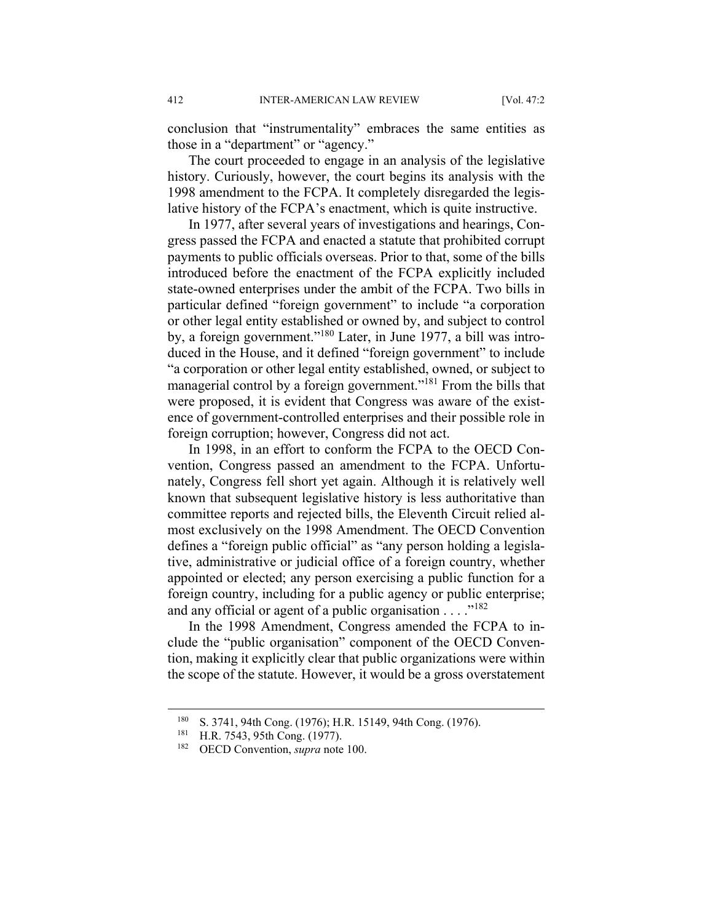conclusion that "instrumentality" embraces the same entities as those in a "department" or "agency."

The court proceeded to engage in an analysis of the legislative history. Curiously, however, the court begins its analysis with the 1998 amendment to the FCPA. It completely disregarded the legislative history of the FCPA's enactment, which is quite instructive.

In 1977, after several years of investigations and hearings, Congress passed the FCPA and enacted a statute that prohibited corrupt payments to public officials overseas. Prior to that, some of the bills introduced before the enactment of the FCPA explicitly included state-owned enterprises under the ambit of the FCPA. Two bills in particular defined "foreign government" to include "a corporation or other legal entity established or owned by, and subject to control by, a foreign government."[180] Later, in June 1977, a bill was introduced in the House, and it defined "foreign government" to include "a corporation or other legal entity established, owned, or subject to managerial control by a foreign government."[181] From the bills that were proposed, it is evident that Congress was aware of the existence of government-controlled enterprises and their possible role in foreign corruption; however, Congress did not act.

In 1998, in an effort to conform the FCPA to the OECD Convention, Congress passed an amendment to the FCPA. Unfortunately, Congress fell short yet again. Although it is relatively well known that subsequent legislative history is less authoritative than committee reports and rejected bills, the Eleventh Circuit relied almost exclusively on the 1998 Amendment. The OECD Convention defines a "foreign public official" as "any person holding a legislative, administrative or judicial office of a foreign country, whether appointed or elected; any person exercising a public function for a foreign country, including for a public agency or public enterprise; and any official or agent of a public organisation . . . ."[182]

In the 1998 Amendment, Congress amended the FCPA to include the "public organisation" component of the OECD Convention, making it explicitly clear that public organizations were within the scope of the statute. However, it would be a gross overstatement

[180] S. 3741, 94th Cong. (1976); H.R. 15149, 94th Cong. (1976).

[181] H.R. 7543, 95th Cong. (1977).

[182] OECD Convention, *supra* note 100.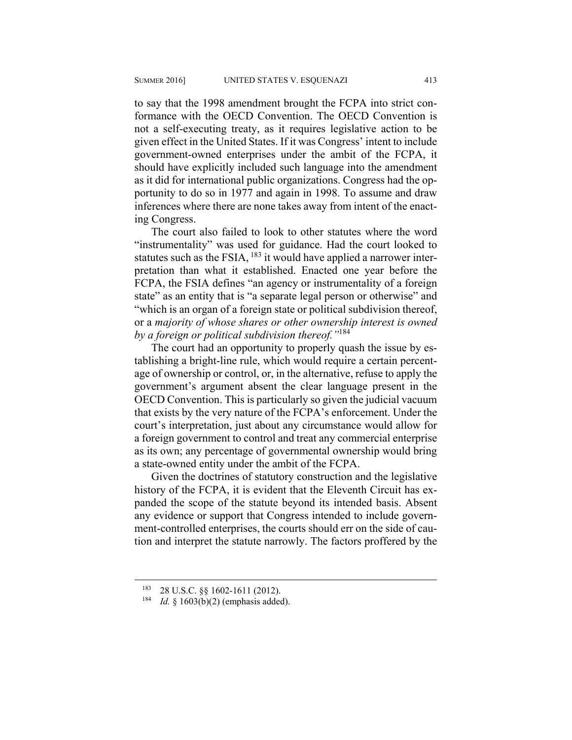to say that the 1998 amendment brought the FCPA into strict conformance with the OECD Convention. The OECD Convention is not a self-executing treaty, as it requires legislative action to be given effect in the United States. If it was Congress' intent to include government-owned enterprises under the ambit of the FCPA, it should have explicitly included such language into the amendment as it did for international public organizations. Congress had the opportunity to do so in 1977 and again in 1998. To assume and draw inferences where there are none takes away from intent of the enacting Congress.

The court also failed to look to other statutes where the word "instrumentality" was used for guidance. Had the court looked to statutes such as the FSIA, [183] it would have applied a narrower interpretation than what it established. Enacted one year before the FCPA, the FSIA defines "an agency or instrumentality of a foreign state" as an entity that is "a separate legal person or otherwise" and "which is an organ of a foreign state or political subdivision thereof, or a *majority of whose shares or other ownership interest is owned by a foreign or political subdivision thereof.*"[184]

The court had an opportunity to properly quash the issue by establishing a bright-line rule, which would require a certain percentage of ownership or control, or, in the alternative, refuse to apply the government's argument absent the clear language present in the OECD Convention. This is particularly so given the judicial vacuum that exists by the very nature of the FCPA's enforcement. Under the court's interpretation, just about any circumstance would allow for a foreign government to control and treat any commercial enterprise as its own; any percentage of governmental ownership would bring a state-owned entity under the ambit of the FCPA.

Given the doctrines of statutory construction and the legislative history of the FCPA, it is evident that the Eleventh Circuit has expanded the scope of the statute beyond its intended basis. Absent any evidence or support that Congress intended to include government-controlled enterprises, the courts should err on the side of caution and interpret the statute narrowly. The factors proffered by the

---

[183] 28 U.S.C. §§ 1602-1611 (2012).

[184] *Id.* § 1603(b)(2) (emphasis added).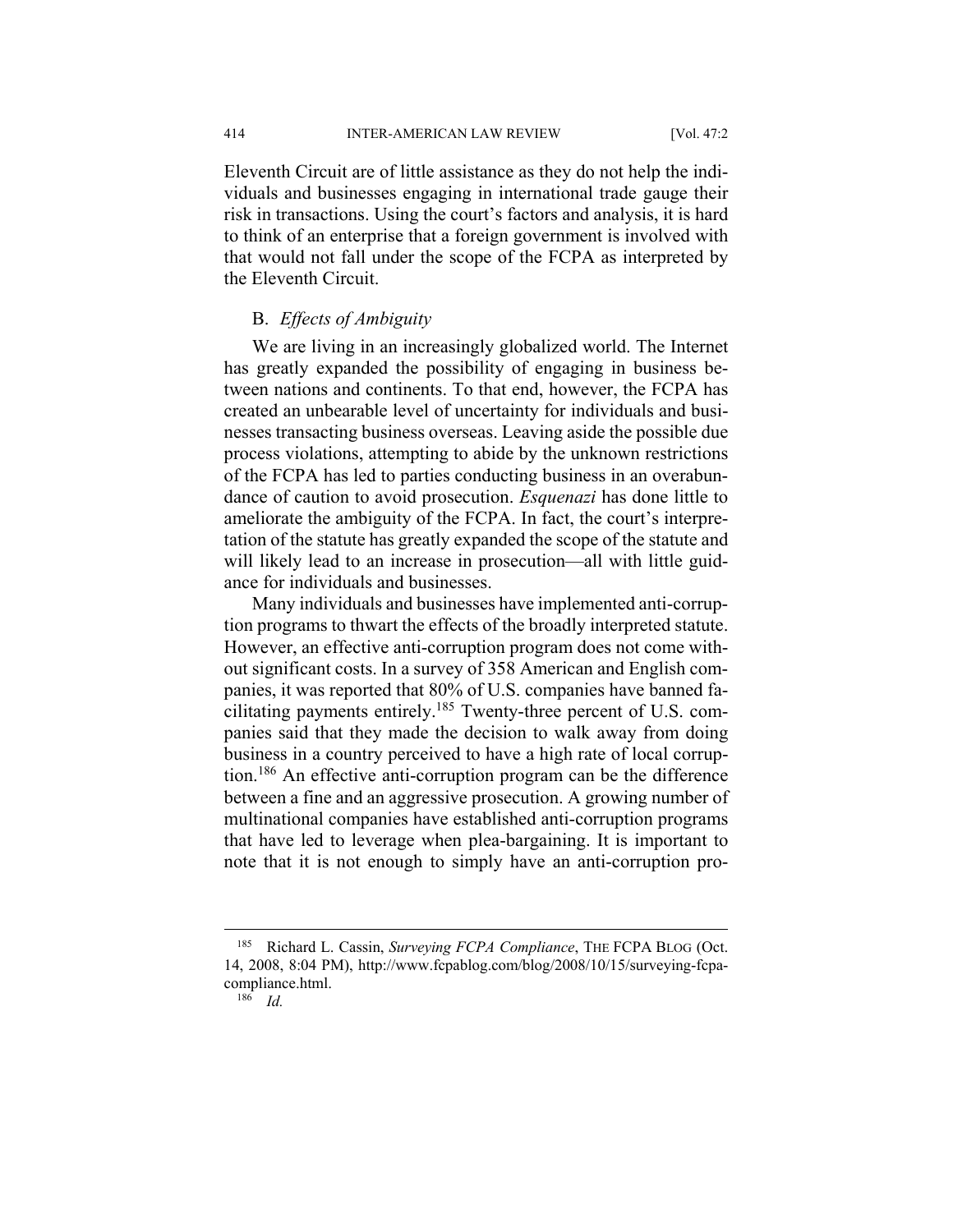Eleventh Circuit are of little assistance as they do not help the individuals and businesses engaging in international trade gauge their risk in transactions. Using the court's factors and analysis, it is hard to think of an enterprise that a foreign government is involved with that would not fall under the scope of the FCPA as interpreted by the Eleventh Circuit.

### B. *Effects of Ambiguity*

We are living in an increasingly globalized world. The Internet has greatly expanded the possibility of engaging in business between nations and continents. To that end, however, the FCPA has created an unbearable level of uncertainty for individuals and businesses transacting business overseas. Leaving aside the possible due process violations, attempting to abide by the unknown restrictions of the FCPA has led to parties conducting business in an overabundance of caution to avoid prosecution. *Esquenazi* has done little to ameliorate the ambiguity of the FCPA. In fact, the court's interpretation of the statute has greatly expanded the scope of the statute and will likely lead to an increase in prosecution—all with little guidance for individuals and businesses.

Many individuals and businesses have implemented anti-corruption programs to thwart the effects of the broadly interpreted statute. However, an effective anti-corruption program does not come without significant costs. In a survey of 358 American and English companies, it was reported that 80% of U.S. companies have banned facilitating payments entirely.[185] Twenty-three percent of U.S. companies said that they made the decision to walk away from doing business in a country perceived to have a high rate of local corruption.[186] An effective anti-corruption program can be the difference between a fine and an aggressive prosecution. A growing number of multinational companies have established anti-corruption programs that have led to leverage when plea-bargaining. It is important to note that it is not enough to simply have an anti-corruption pro-

---

[185] Richard L. Cassin, *Surveying FCPA Compliance*, THE FCPA BLOG (Oct. 14, 2008, 8:04 PM), http://www.fcpablog.com/blog/2008/10/15/surveying-fcpa-compliance.html.

[186] *Id.*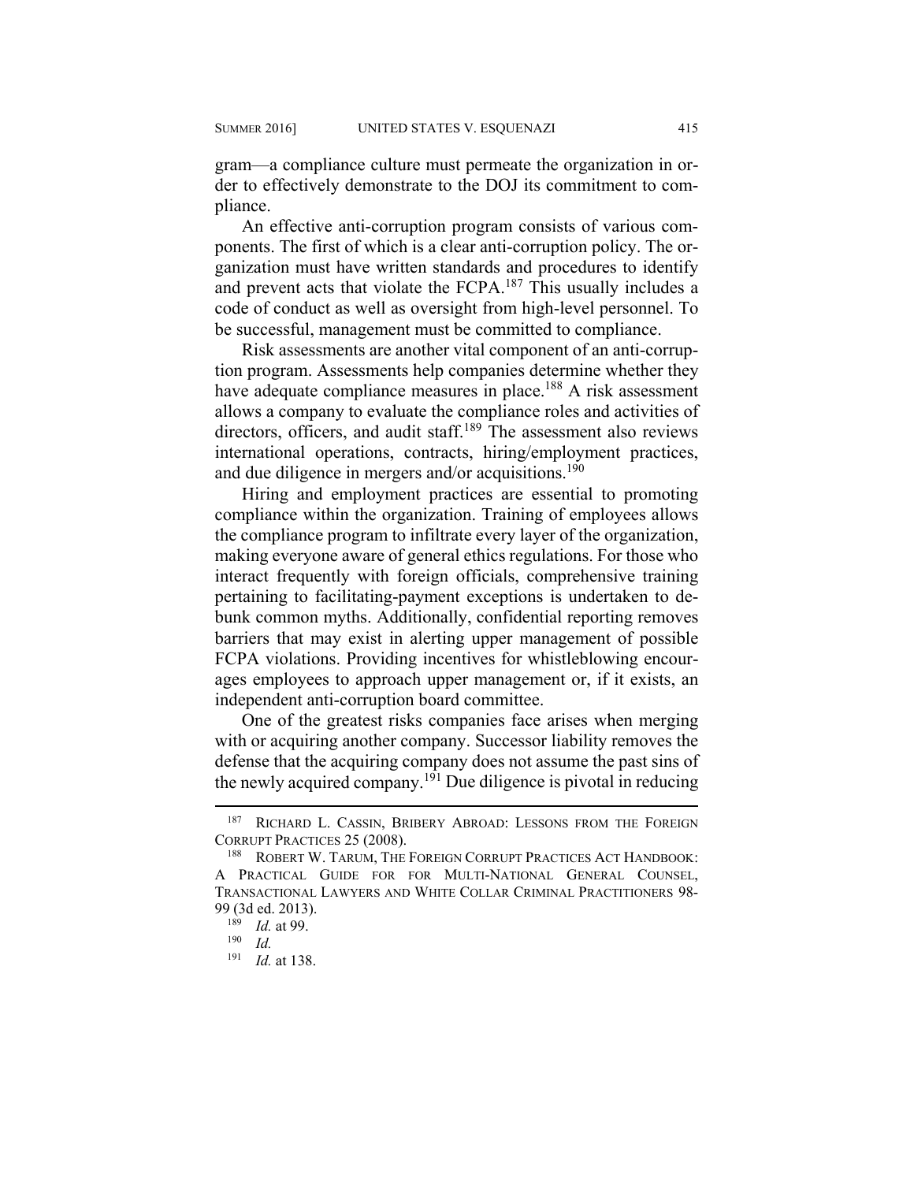gram—a compliance culture must permeate the organization in order to effectively demonstrate to the DOJ its commitment to compliance.

An effective anti-corruption program consists of various components. The first of which is a clear anti-corruption policy. The organization must have written standards and procedures to identify and prevent acts that violate the FCPA.[187] This usually includes a code of conduct as well as oversight from high-level personnel. To be successful, management must be committed to compliance.

Risk assessments are another vital component of an anti-corruption program. Assessments help companies determine whether they have adequate compliance measures in place.[188] A risk assessment allows a company to evaluate the compliance roles and activities of directors, officers, and audit staff.[189] The assessment also reviews international operations, contracts, hiring/employment practices, and due diligence in mergers and/or acquisitions.[190]

Hiring and employment practices are essential to promoting compliance within the organization. Training of employees allows the compliance program to infiltrate every layer of the organization, making everyone aware of general ethics regulations. For those who interact frequently with foreign officials, comprehensive training pertaining to facilitating-payment exceptions is undertaken to debunk common myths. Additionally, confidential reporting removes barriers that may exist in alerting upper management of possible FCPA violations. Providing incentives for whistleblowing encourages employees to approach upper management or, if it exists, an independent anti-corruption board committee.

One of the greatest risks companies face arises when merging with or acquiring another company. Successor liability removes the defense that the acquiring company does not assume the past sins of the newly acquired company.[191] Due diligence is pivotal in reducing

---

[187] RICHARD L. CASSIN, BRIBERY ABROAD: LESSONS FROM THE FOREIGN CORRUPT PRACTICES 25 (2008).

[188] ROBERT W. TARUM, THE FOREIGN CORRUPT PRACTICES ACT HANDBOOK: A PRACTICAL GUIDE FOR FOR MULTI-NATIONAL GENERAL COUNSEL, TRANSACTIONAL LAWYERS AND WHITE COLLAR CRIMINAL PRACTITIONERS 98-99 (3d ed. 2013).

[189] *Id.* at 99.

[190] *Id.*

[191] *Id.* at 138.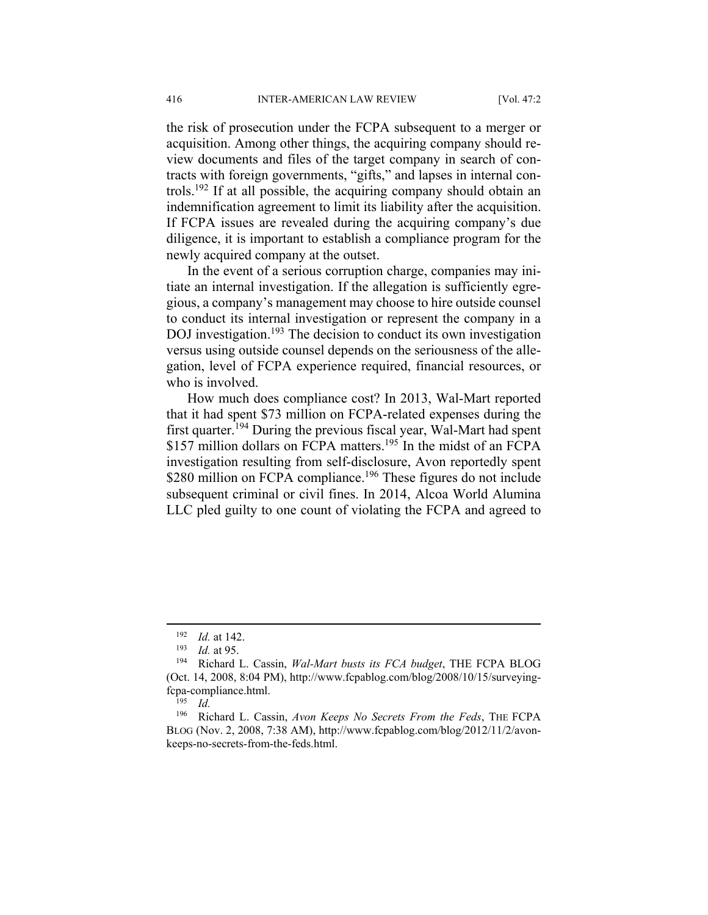the risk of prosecution under the FCPA subsequent to a merger or acquisition. Among other things, the acquiring company should review documents and files of the target company in search of contracts with foreign governments, "gifts," and lapses in internal controls.[192] If at all possible, the acquiring company should obtain an indemnification agreement to limit its liability after the acquisition. If FCPA issues are revealed during the acquiring company's due diligence, it is important to establish a compliance program for the newly acquired company at the outset.

In the event of a serious corruption charge, companies may initiate an internal investigation. If the allegation is sufficiently egregious, a company's management may choose to hire outside counsel to conduct its internal investigation or represent the company in a DOJ investigation.[193] The decision to conduct its own investigation versus using outside counsel depends on the seriousness of the allegation, level of FCPA experience required, financial resources, or who is involved.

How much does compliance cost? In 2013, Wal-Mart reported that it had spent $73 million on FCPA-related expenses during the first quarter.[194] During the previous fiscal year, Wal-Mart had spent $157 million dollars on FCPA matters.[195] In the midst of an FCPA investigation resulting from self-disclosure, Avon reportedly spent $280 million on FCPA compliance.[196] These figures do not include subsequent criminal or civil fines. In 2014, Alcoa World Alumina LLC pled guilty to one count of violating the FCPA and agreed to

---

[192] *Id.* at 142.

[193] *Id.* at 95.

[194] Richard L. Cassin, *Wal-Mart busts its FCA budget*, THE FCPA BLOG (Oct. 14, 2008, 8:04 PM), http://www.fcpablog.com/blog/2008/10/15/surveying-fcpa-compliance.html.

[195] *Id.*

[196] Richard L. Cassin, *Avon Keeps No Secrets From the Feds*, THE FCPA BLOG (Nov. 2, 2008, 7:38 AM), http://www.fcpablog.com/blog/2012/11/2/avon-keeps-no-secrets-from-the-feds.html.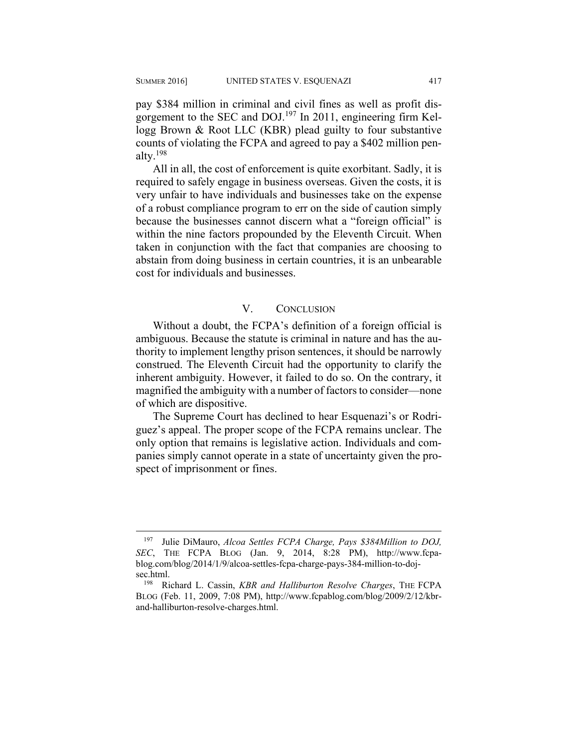pay $384 million in criminal and civil fines as well as profit disgorgement to the SEC and DOJ.[197] In 2011, engineering firm Kellogg Brown & Root LLC (KBR) plead guilty to four substantive counts of violating the FCPA and agreed to pay a $402 million penalty.[198]

All in all, the cost of enforcement is quite exorbitant. Sadly, it is required to safely engage in business overseas. Given the costs, it is very unfair to have individuals and businesses take on the expense of a robust compliance program to err on the side of caution simply because the businesses cannot discern what a "foreign official" is within the nine factors propounded by the Eleventh Circuit. When taken in conjunction with the fact that companies are choosing to abstain from doing business in certain countries, it is an unbearable cost for individuals and businesses.

## V. CONCLUSION

Without a doubt, the FCPA's definition of a foreign official is ambiguous. Because the statute is criminal in nature and has the authority to implement lengthy prison sentences, it should be narrowly construed. The Eleventh Circuit had the opportunity to clarify the inherent ambiguity. However, it failed to do so. On the contrary, it magnified the ambiguity with a number of factors to consider—none of which are dispositive.

The Supreme Court has declined to hear Esquenazi's or Rodriguez's appeal. The proper scope of the FCPA remains unclear. The only option that remains is legislative action. Individuals and companies simply cannot operate in a state of uncertainty given the prospect of imprisonment or fines.

---

[197] Julie DiMauro, *Alcoa Settles FCPA Charge, Pays $384Million to DOJ, SEC*, THE FCPA BLOG (Jan. 9, 2014, 8:28 PM), http://www.fcpablog.com/blog/2014/1/9/alcoa-settles-fcpa-charge-pays-384-million-to-doj-sec.html.

[198] Richard L. Cassin, *KBR and Halliburton Resolve Charges*, THE FCPA BLOG (Feb. 11, 2009, 7:08 PM), http://www.fcpablog.com/blog/2009/2/12/kbr-and-halliburton-resolve-charges.html.